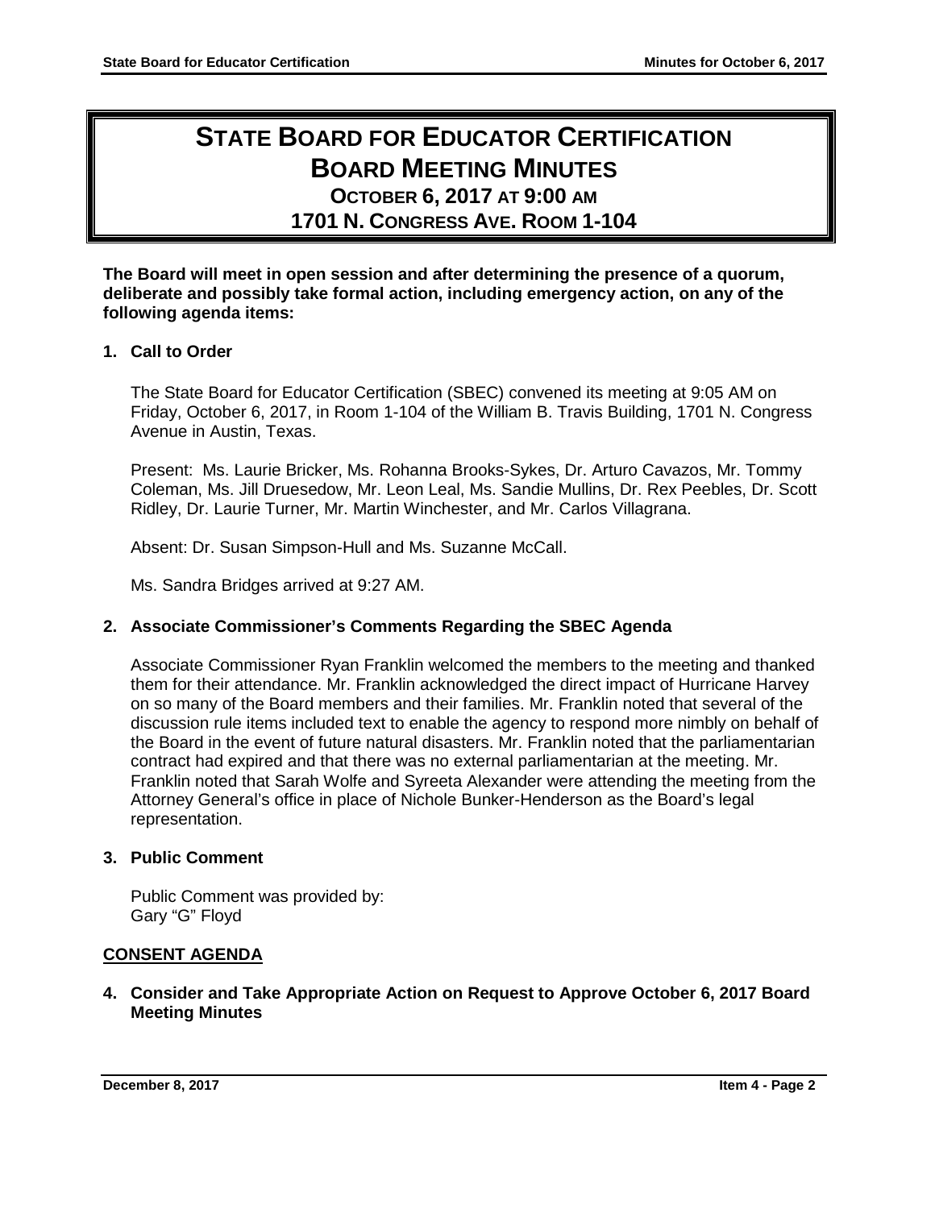# STATE BOARD FOR EDUCATOR CERTIFICATION BOARD MEETING MINUTES

## OCTOBER 6, 2017 AT 9:00 AM

## 1701 N. CONGRESS AVE. ROOM 1-104

**The Board will meet in open session and after determining the presence of a quorum, deliberate and possibly take formal action, including emergency action, on any of the following agenda items:**

### 1. Call to Order

The State Board for Educator Certification (SBEC) convened its meeting at 9:05 AM on Friday, October 6, 2017, in Room 1-104 of the William B. Travis Building, 1701 N. Congress Avenue in Austin, Texas.

Present: Ms. Laurie Bricker, Ms. Rohanna Brooks-Sykes, Dr. Arturo Cavazos, Mr. Tommy Coleman, Ms. Jill Druesedow, Mr. Leon Leal, Ms. Sandie Mullins, Dr. Rex Peebles, Dr. Scott Ridley, Dr. Laurie Turner, Mr. Martin Winchester, and Mr. Carlos Villagrana.

Absent: Dr. Susan Simpson-Hull and Ms. Suzanne McCall.

Ms. Sandra Bridges arrived at 9:27 AM.

### 2. Associate Commissioner's Comments Regarding the SBEC Agenda

Associate Commissioner Ryan Franklin welcomed the members to the meeting and thanked them for their attendance. Mr. Franklin acknowledged the direct impact of Hurricane Harvey on so many of the Board members and their families. Mr. Franklin noted that several of the discussion rule items included text to enable the agency to respond more nimbly on behalf of the Board in the event of future natural disasters. Mr. Franklin noted that the parliamentarian contract had expired and that there was no external parliamentarian at the meeting. Mr. Franklin noted that Sarah Wolfe and Syreeta Alexander were attending the meeting from the Attorney General's office in place of Nichole Bunker-Henderson as the Board's legal representation.

### 3. Public Comment

Public Comment was provided by:
Gary "G" Floyd

**CONSENT AGENDA**

### 4. Consider and Take Appropriate Action on Request to Approve October 6, 2017 Board Meeting Minutes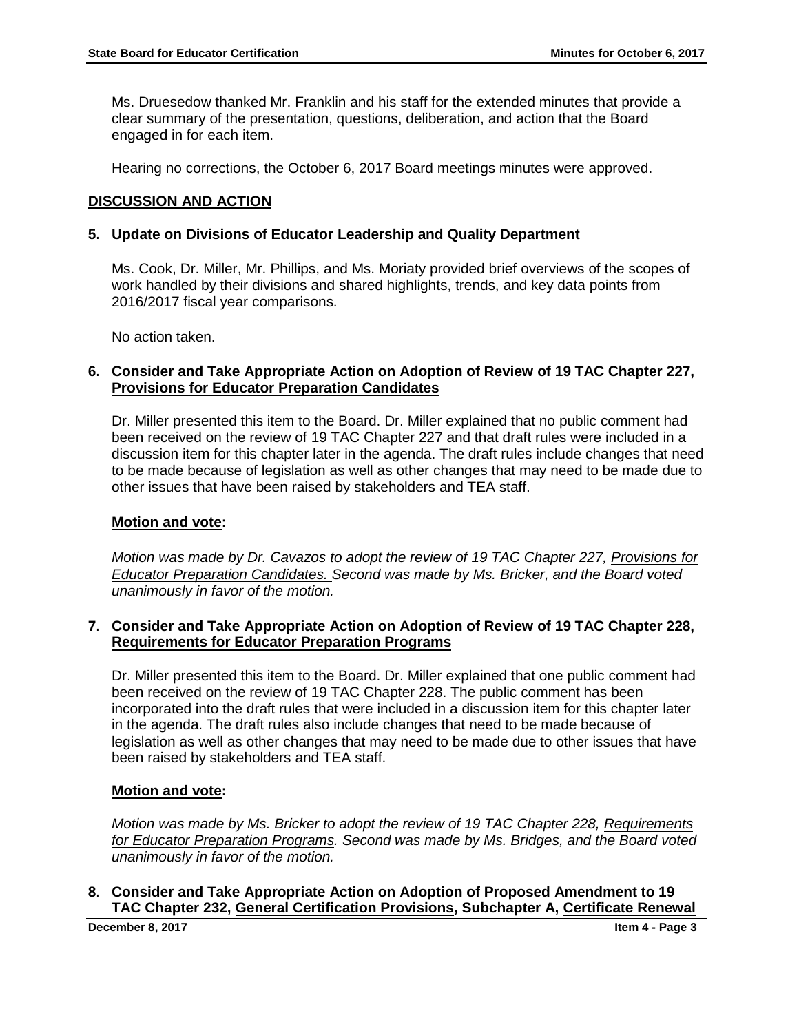Ms. Druesedow thanked Mr. Franklin and his staff for the extended minutes that provide a clear summary of the presentation, questions, deliberation, and action that the Board engaged in for each item.

Hearing no corrections, the October 6, 2017 Board meetings minutes were approved.

## DISCUSSION AND ACTION

### 5. Update on Divisions of Educator Leadership and Quality Department

Ms. Cook, Dr. Miller, Mr. Phillips, and Ms. Moriaty provided brief overviews of the scopes of work handled by their divisions and shared highlights, trends, and key data points from 2016/2017 fiscal year comparisons.

No action taken.

### 6. Consider and Take Appropriate Action on Adoption of Review of 19 TAC Chapter 227, Provisions for Educator Preparation Candidates

Dr. Miller presented this item to the Board. Dr. Miller explained that no public comment had been received on the review of 19 TAC Chapter 227 and that draft rules were included in a discussion item for this chapter later in the agenda. The draft rules include changes that need to be made because of legislation as well as other changes that may need to be made due to other issues that have been raised by stakeholders and TEA staff.

**Motion and vote:**

*Motion was made by Dr. Cavazos to adopt the review of 19 TAC Chapter 227, Provisions for Educator Preparation Candidates. Second was made by Ms. Bricker, and the Board voted unanimously in favor of the motion.*

### 7. Consider and Take Appropriate Action on Adoption of Review of 19 TAC Chapter 228, Requirements for Educator Preparation Programs

Dr. Miller presented this item to the Board. Dr. Miller explained that one public comment had been received on the review of 19 TAC Chapter 228. The public comment has been incorporated into the draft rules that were included in a discussion item for this chapter later in the agenda. The draft rules also include changes that need to be made because of legislation as well as other changes that may need to be made due to other issues that have been raised by stakeholders and TEA staff.

**Motion and vote:**

*Motion was made by Ms. Bricker to adopt the review of 19 TAC Chapter 228, Requirements for Educator Preparation Programs. Second was made by Ms. Bridges, and the Board voted unanimously in favor of the motion.*

### 8. Consider and Take Appropriate Action on Adoption of Proposed Amendment to 19 TAC Chapter 232, General Certification Provisions, Subchapter A, Certificate Renewal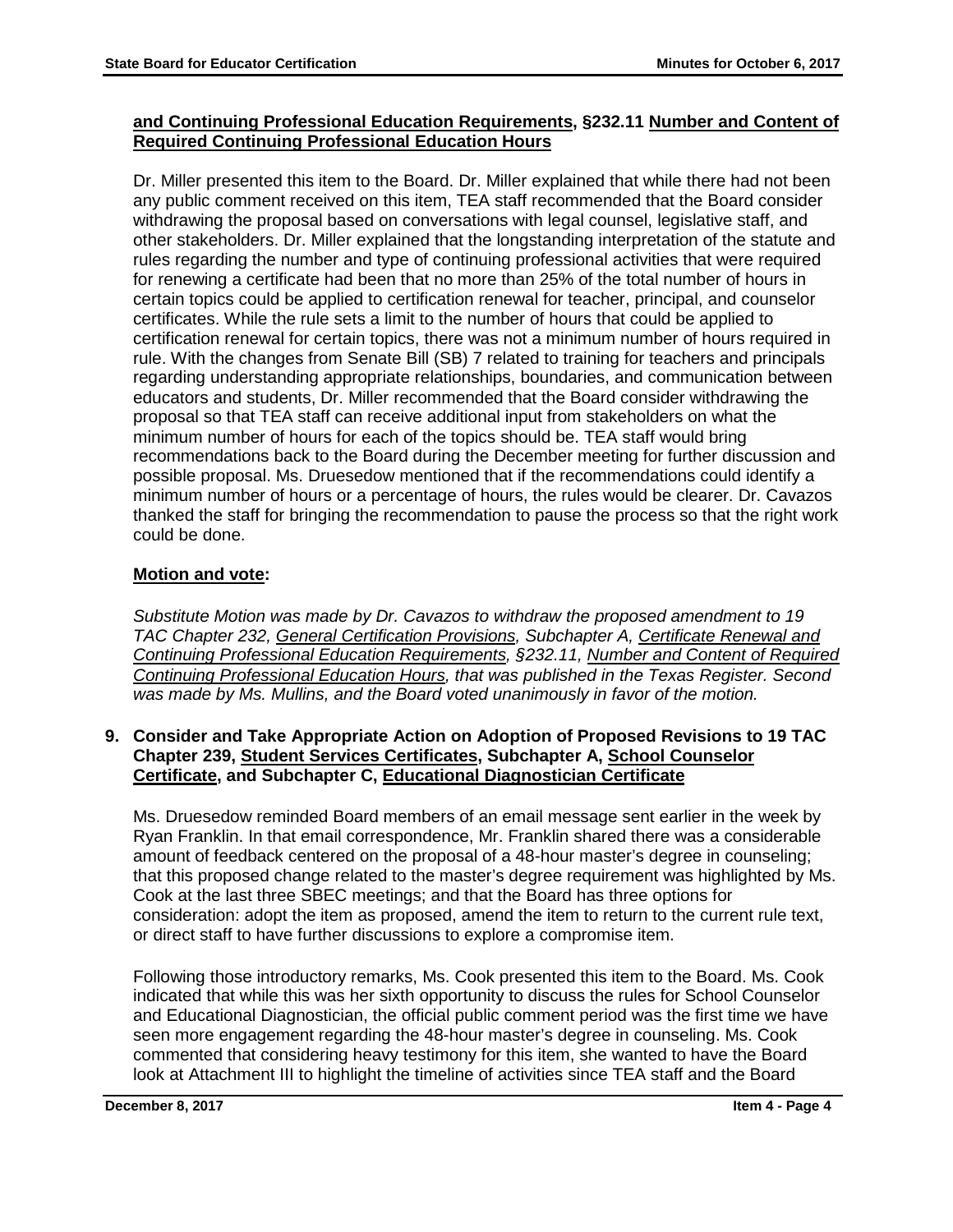**and Continuing Professional Education Requirements, §232.11 Number and Content of Required Continuing Professional Education Hours**

Dr. Miller presented this item to the Board. Dr. Miller explained that while there had not been any public comment received on this item, TEA staff recommended that the Board consider withdrawing the proposal based on conversations with legal counsel, legislative staff, and other stakeholders. Dr. Miller explained that the longstanding interpretation of the statute and rules regarding the number and type of continuing professional activities that were required for renewing a certificate had been that no more than 25% of the total number of hours in certain topics could be applied to certification renewal for teacher, principal, and counselor certificates. While the rule sets a limit to the number of hours that could be applied to certification renewal for certain topics, there was not a minimum number of hours required in rule. With the changes from Senate Bill (SB) 7 related to training for teachers and principals regarding understanding appropriate relationships, boundaries, and communication between educators and students, Dr. Miller recommended that the Board consider withdrawing the proposal so that TEA staff can receive additional input from stakeholders on what the minimum number of hours for each of the topics should be. TEA staff would bring recommendations back to the Board during the December meeting for further discussion and possible proposal. Ms. Druesedow mentioned that if the recommendations could identify a minimum number of hours or a percentage of hours, the rules would be clearer. Dr. Cavazos thanked the staff for bringing the recommendation to pause the process so that the right work could be done.

**Motion and vote:**

*Substitute Motion was made by Dr. Cavazos to withdraw the proposed amendment to 19 TAC Chapter 232, General Certification Provisions, Subchapter A, Certificate Renewal and Continuing Professional Education Requirements, §232.11, Number and Content of Required Continuing Professional Education Hours, that was published in the Texas Register. Second was made by Ms. Mullins, and the Board voted unanimously in favor of the motion.*

**9. Consider and Take Appropriate Action on Adoption of Proposed Revisions to 19 TAC Chapter 239, Student Services Certificates, Subchapter A, School Counselor Certificate, and Subchapter C, Educational Diagnostician Certificate**

Ms. Druesedow reminded Board members of an email message sent earlier in the week by Ryan Franklin. In that email correspondence, Mr. Franklin shared there was a considerable amount of feedback centered on the proposal of a 48-hour master's degree in counseling; that this proposed change related to the master's degree requirement was highlighted by Ms. Cook at the last three SBEC meetings; and that the Board has three options for consideration: adopt the item as proposed, amend the item to return to the current rule text, or direct staff to have further discussions to explore a compromise item.

Following those introductory remarks, Ms. Cook presented this item to the Board. Ms. Cook indicated that while this was her sixth opportunity to discuss the rules for School Counselor and Educational Diagnostician, the official public comment period was the first time we have seen more engagement regarding the 48-hour master's degree in counseling. Ms. Cook commented that considering heavy testimony for this item, she wanted to have the Board look at Attachment III to highlight the timeline of activities since TEA staff and the Board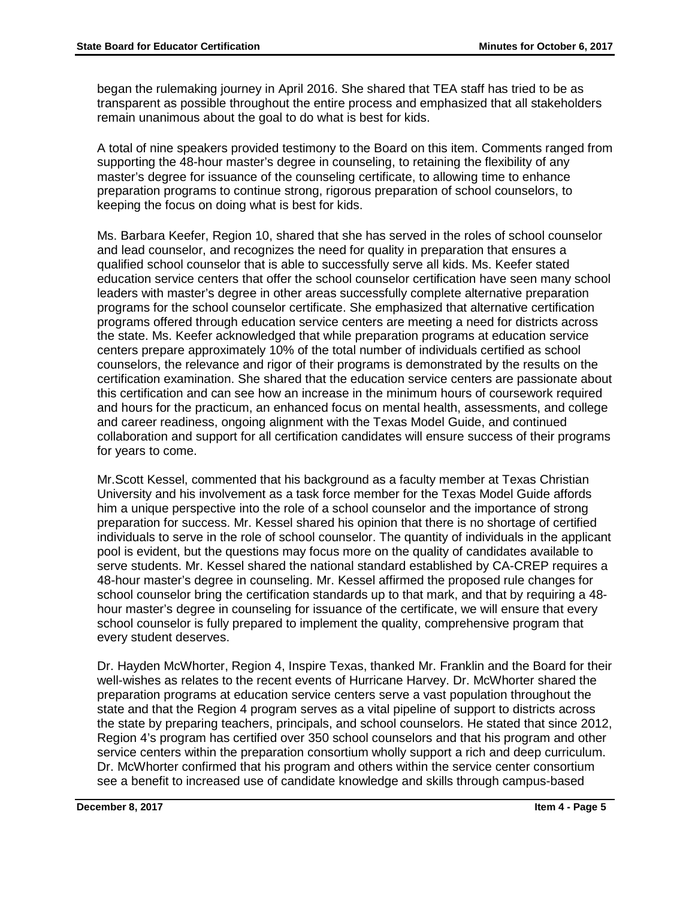began the rulemaking journey in April 2016. She shared that TEA staff has tried to be as transparent as possible throughout the entire process and emphasized that all stakeholders remain unanimous about the goal to do what is best for kids.

A total of nine speakers provided testimony to the Board on this item. Comments ranged from supporting the 48-hour master's degree in counseling, to retaining the flexibility of any master's degree for issuance of the counseling certificate, to allowing time to enhance preparation programs to continue strong, rigorous preparation of school counselors, to keeping the focus on doing what is best for kids.

Ms. Barbara Keefer, Region 10, shared that she has served in the roles of school counselor and lead counselor, and recognizes the need for quality in preparation that ensures a qualified school counselor that is able to successfully serve all kids. Ms. Keefer stated education service centers that offer the school counselor certification have seen many school leaders with master's degree in other areas successfully complete alternative preparation programs for the school counselor certificate. She emphasized that alternative certification programs offered through education service centers are meeting a need for districts across the state. Ms. Keefer acknowledged that while preparation programs at education service centers prepare approximately 10% of the total number of individuals certified as school counselors, the relevance and rigor of their programs is demonstrated by the results on the certification examination. She shared that the education service centers are passionate about this certification and can see how an increase in the minimum hours of coursework required and hours for the practicum, an enhanced focus on mental health, assessments, and college and career readiness, ongoing alignment with the Texas Model Guide, and continued collaboration and support for all certification candidates will ensure success of their programs for years to come.

Mr.Scott Kessel, commented that his background as a faculty member at Texas Christian University and his involvement as a task force member for the Texas Model Guide affords him a unique perspective into the role of a school counselor and the importance of strong preparation for success. Mr. Kessel shared his opinion that there is no shortage of certified individuals to serve in the role of school counselor. The quantity of individuals in the applicant pool is evident, but the questions may focus more on the quality of candidates available to serve students. Mr. Kessel shared the national standard established by CA-CREP requires a 48-hour master's degree in counseling. Mr. Kessel affirmed the proposed rule changes for school counselor bring the certification standards up to that mark, and that by requiring a 48-hour master's degree in counseling for issuance of the certificate, we will ensure that every school counselor is fully prepared to implement the quality, comprehensive program that every student deserves.

Dr. Hayden McWhorter, Region 4, Inspire Texas, thanked Mr. Franklin and the Board for their well-wishes as relates to the recent events of Hurricane Harvey. Dr. McWhorter shared the preparation programs at education service centers serve a vast population throughout the state and that the Region 4 program serves as a vital pipeline of support to districts across the state by preparing teachers, principals, and school counselors. He stated that since 2012, Region 4's program has certified over 350 school counselors and that his program and other service centers within the preparation consortium wholly support a rich and deep curriculum. Dr. McWhorter confirmed that his program and others within the service center consortium see a benefit to increased use of candidate knowledge and skills through campus-based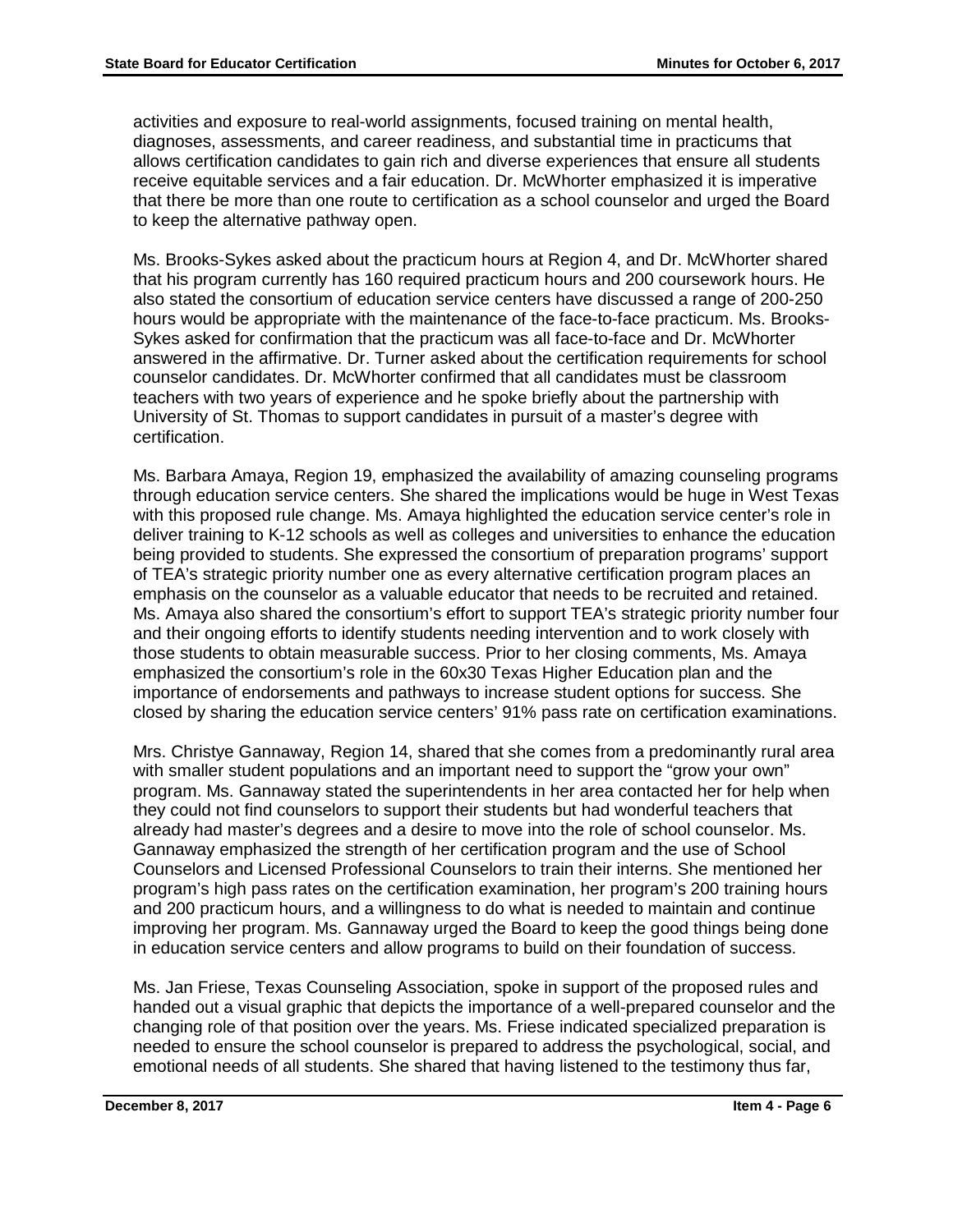activities and exposure to real-world assignments, focused training on mental health, diagnoses, assessments, and career readiness, and substantial time in practicums that allows certification candidates to gain rich and diverse experiences that ensure all students receive equitable services and a fair education. Dr. McWhorter emphasized it is imperative that there be more than one route to certification as a school counselor and urged the Board to keep the alternative pathway open.

Ms. Brooks-Sykes asked about the practicum hours at Region 4, and Dr. McWhorter shared that his program currently has 160 required practicum hours and 200 coursework hours. He also stated the consortium of education service centers have discussed a range of 200-250 hours would be appropriate with the maintenance of the face-to-face practicum. Ms. Brooks-Sykes asked for confirmation that the practicum was all face-to-face and Dr. McWhorter answered in the affirmative. Dr. Turner asked about the certification requirements for school counselor candidates. Dr. McWhorter confirmed that all candidates must be classroom teachers with two years of experience and he spoke briefly about the partnership with University of St. Thomas to support candidates in pursuit of a master's degree with certification.

Ms. Barbara Amaya, Region 19, emphasized the availability of amazing counseling programs through education service centers. She shared the implications would be huge in West Texas with this proposed rule change. Ms. Amaya highlighted the education service center's role in deliver training to K-12 schools as well as colleges and universities to enhance the education being provided to students. She expressed the consortium of preparation programs' support of TEA's strategic priority number one as every alternative certification program places an emphasis on the counselor as a valuable educator that needs to be recruited and retained. Ms. Amaya also shared the consortium's effort to support TEA's strategic priority number four and their ongoing efforts to identify students needing intervention and to work closely with those students to obtain measurable success. Prior to her closing comments, Ms. Amaya emphasized the consortium's role in the 60x30 Texas Higher Education plan and the importance of endorsements and pathways to increase student options for success. She closed by sharing the education service centers' 91% pass rate on certification examinations.

Mrs. Christye Gannaway, Region 14, shared that she comes from a predominantly rural area with smaller student populations and an important need to support the "grow your own" program. Ms. Gannaway stated the superintendents in her area contacted her for help when they could not find counselors to support their students but had wonderful teachers that already had master's degrees and a desire to move into the role of school counselor. Ms. Gannaway emphasized the strength of her certification program and the use of School Counselors and Licensed Professional Counselors to train their interns. She mentioned her program's high pass rates on the certification examination, her program's 200 training hours and 200 practicum hours, and a willingness to do what is needed to maintain and continue improving her program. Ms. Gannaway urged the Board to keep the good things being done in education service centers and allow programs to build on their foundation of success.

Ms. Jan Friese, Texas Counseling Association, spoke in support of the proposed rules and handed out a visual graphic that depicts the importance of a well-prepared counselor and the changing role of that position over the years. Ms. Friese indicated specialized preparation is needed to ensure the school counselor is prepared to address the psychological, social, and emotional needs of all students. She shared that having listened to the testimony thus far,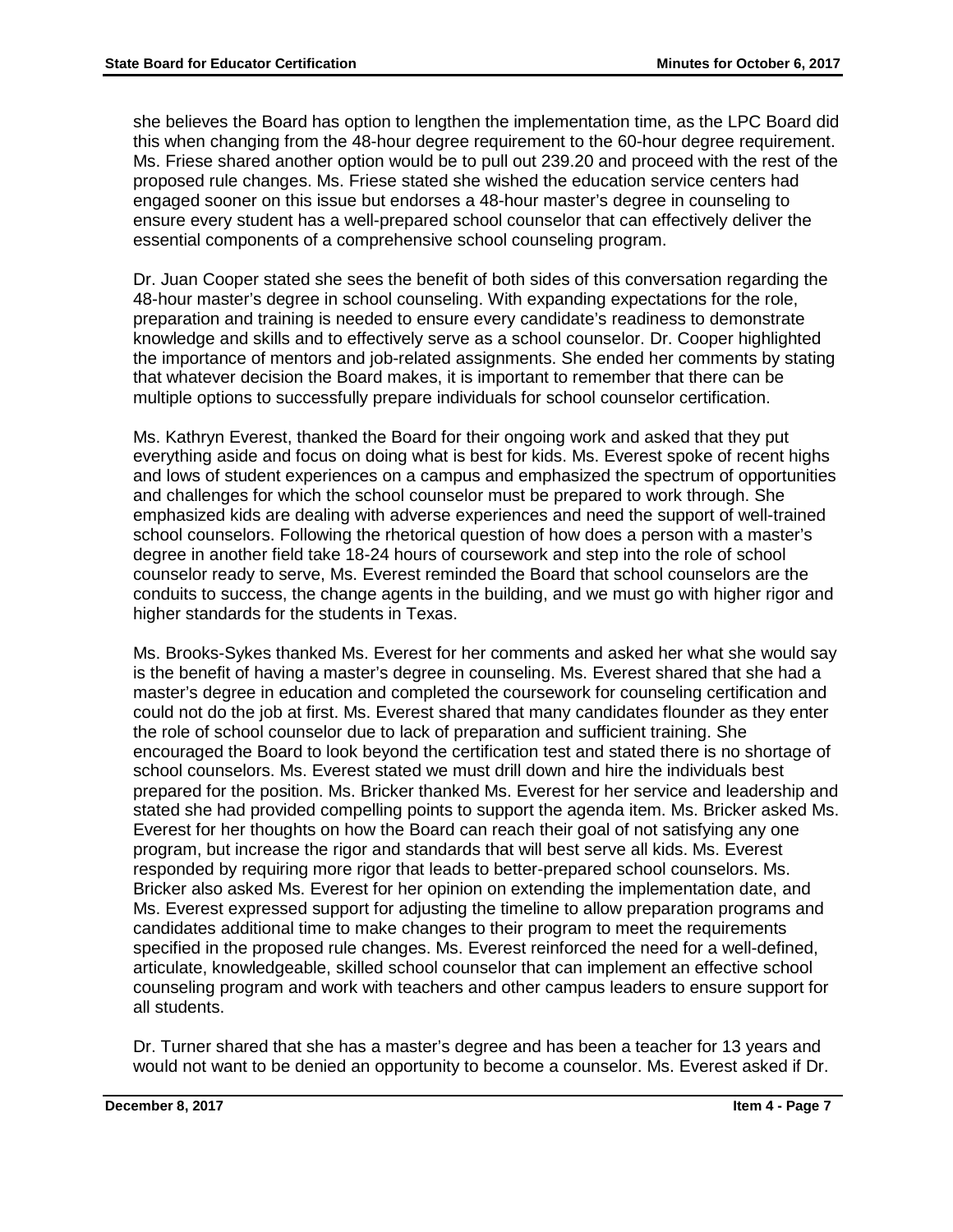she believes the Board has option to lengthen the implementation time, as the LPC Board did this when changing from the 48-hour degree requirement to the 60-hour degree requirement. Ms. Friese shared another option would be to pull out 239.20 and proceed with the rest of the proposed rule changes. Ms. Friese stated she wished the education service centers had engaged sooner on this issue but endorses a 48-hour master's degree in counseling to ensure every student has a well-prepared school counselor that can effectively deliver the essential components of a comprehensive school counseling program.

Dr. Juan Cooper stated she sees the benefit of both sides of this conversation regarding the 48-hour master's degree in school counseling. With expanding expectations for the role, preparation and training is needed to ensure every candidate's readiness to demonstrate knowledge and skills and to effectively serve as a school counselor. Dr. Cooper highlighted the importance of mentors and job-related assignments. She ended her comments by stating that whatever decision the Board makes, it is important to remember that there can be multiple options to successfully prepare individuals for school counselor certification.

Ms. Kathryn Everest, thanked the Board for their ongoing work and asked that they put everything aside and focus on doing what is best for kids. Ms. Everest spoke of recent highs and lows of student experiences on a campus and emphasized the spectrum of opportunities and challenges for which the school counselor must be prepared to work through. She emphasized kids are dealing with adverse experiences and need the support of well-trained school counselors. Following the rhetorical question of how does a person with a master's degree in another field take 18-24 hours of coursework and step into the role of school counselor ready to serve, Ms. Everest reminded the Board that school counselors are the conduits to success, the change agents in the building, and we must go with higher rigor and higher standards for the students in Texas.

Ms. Brooks-Sykes thanked Ms. Everest for her comments and asked her what she would say is the benefit of having a master's degree in counseling. Ms. Everest shared that she had a master's degree in education and completed the coursework for counseling certification and could not do the job at first. Ms. Everest shared that many candidates flounder as they enter the role of school counselor due to lack of preparation and sufficient training. She encouraged the Board to look beyond the certification test and stated there is no shortage of school counselors. Ms. Everest stated we must drill down and hire the individuals best prepared for the position. Ms. Bricker thanked Ms. Everest for her service and leadership and stated she had provided compelling points to support the agenda item. Ms. Bricker asked Ms. Everest for her thoughts on how the Board can reach their goal of not satisfying any one program, but increase the rigor and standards that will best serve all kids. Ms. Everest responded by requiring more rigor that leads to better-prepared school counselors. Ms. Bricker also asked Ms. Everest for her opinion on extending the implementation date, and Ms. Everest expressed support for adjusting the timeline to allow preparation programs and candidates additional time to make changes to their program to meet the requirements specified in the proposed rule changes. Ms. Everest reinforced the need for a well-defined, articulate, knowledgeable, skilled school counselor that can implement an effective school counseling program and work with teachers and other campus leaders to ensure support for all students.

Dr. Turner shared that she has a master's degree and has been a teacher for 13 years and would not want to be denied an opportunity to become a counselor. Ms. Everest asked if Dr.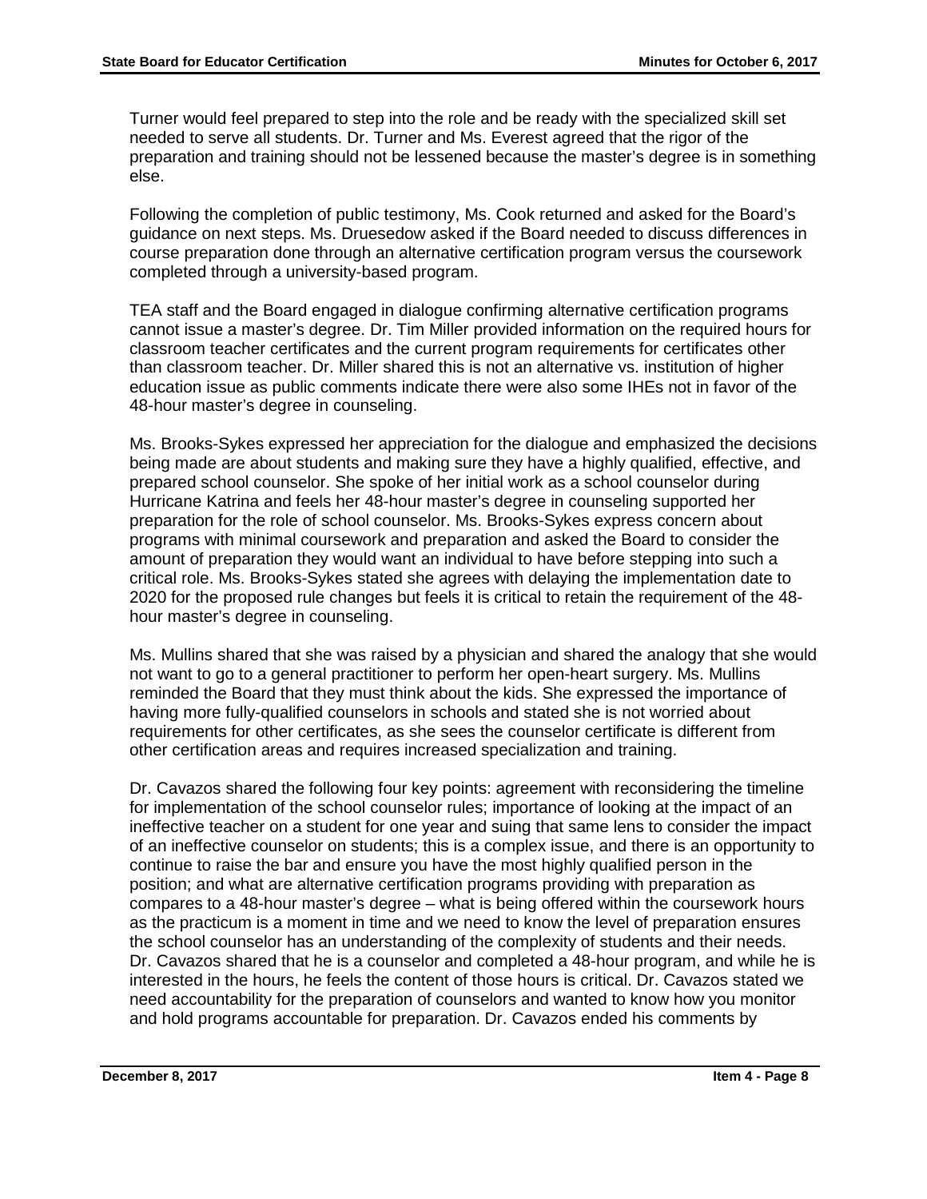Turner would feel prepared to step into the role and be ready with the specialized skill set needed to serve all students. Dr. Turner and Ms. Everest agreed that the rigor of the preparation and training should not be lessened because the master's degree is in something else.

Following the completion of public testimony, Ms. Cook returned and asked for the Board's guidance on next steps. Ms. Druesedow asked if the Board needed to discuss differences in course preparation done through an alternative certification program versus the coursework completed through a university-based program.

TEA staff and the Board engaged in dialogue confirming alternative certification programs cannot issue a master's degree. Dr. Tim Miller provided information on the required hours for classroom teacher certificates and the current program requirements for certificates other than classroom teacher. Dr. Miller shared this is not an alternative vs. institution of higher education issue as public comments indicate there were also some IHEs not in favor of the 48-hour master's degree in counseling.

Ms. Brooks-Sykes expressed her appreciation for the dialogue and emphasized the decisions being made are about students and making sure they have a highly qualified, effective, and prepared school counselor. She spoke of her initial work as a school counselor during Hurricane Katrina and feels her 48-hour master's degree in counseling supported her preparation for the role of school counselor. Ms. Brooks-Sykes express concern about programs with minimal coursework and preparation and asked the Board to consider the amount of preparation they would want an individual to have before stepping into such a critical role. Ms. Brooks-Sykes stated she agrees with delaying the implementation date to 2020 for the proposed rule changes but feels it is critical to retain the requirement of the 48-hour master's degree in counseling.

Ms. Mullins shared that she was raised by a physician and shared the analogy that she would not want to go to a general practitioner to perform her open-heart surgery. Ms. Mullins reminded the Board that they must think about the kids. She expressed the importance of having more fully-qualified counselors in schools and stated she is not worried about requirements for other certificates, as she sees the counselor certificate is different from other certification areas and requires increased specialization and training.

Dr. Cavazos shared the following four key points: agreement with reconsidering the timeline for implementation of the school counselor rules; importance of looking at the impact of an ineffective teacher on a student for one year and suing that same lens to consider the impact of an ineffective counselor on students; this is a complex issue, and there is an opportunity to continue to raise the bar and ensure you have the most highly qualified person in the position; and what are alternative certification programs providing with preparation as compares to a 48-hour master's degree – what is being offered within the coursework hours as the practicum is a moment in time and we need to know the level of preparation ensures the school counselor has an understanding of the complexity of students and their needs. Dr. Cavazos shared that he is a counselor and completed a 48-hour program, and while he is interested in the hours, he feels the content of those hours is critical. Dr. Cavazos stated we need accountability for the preparation of counselors and wanted to know how you monitor and hold programs accountable for preparation. Dr. Cavazos ended his comments by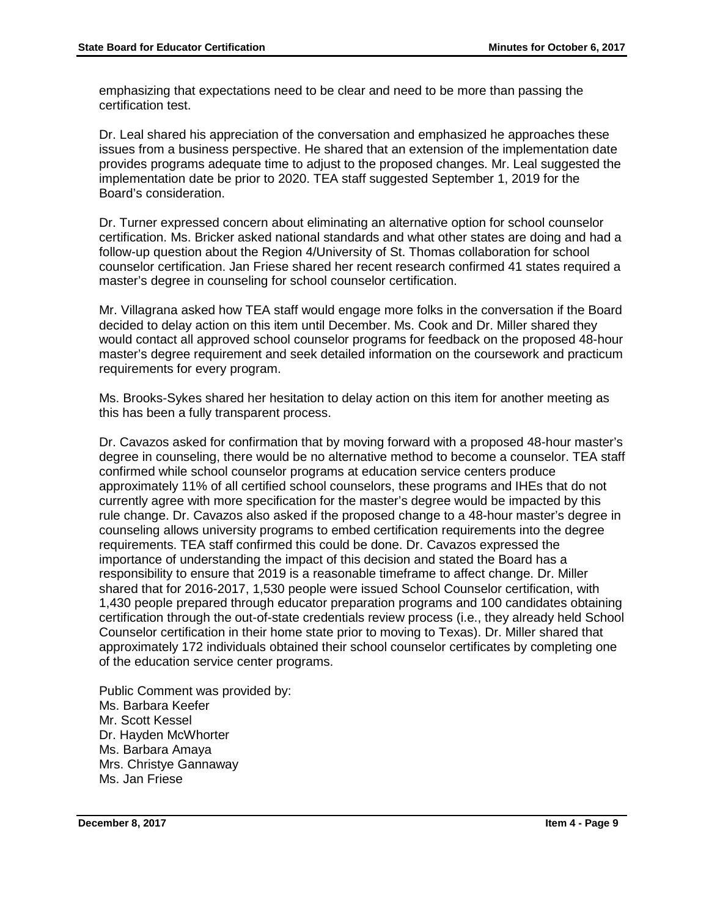emphasizing that expectations need to be clear and need to be more than passing the certification test.

Dr. Leal shared his appreciation of the conversation and emphasized he approaches these issues from a business perspective. He shared that an extension of the implementation date provides programs adequate time to adjust to the proposed changes. Mr. Leal suggested the implementation date be prior to 2020. TEA staff suggested September 1, 2019 for the Board's consideration.

Dr. Turner expressed concern about eliminating an alternative option for school counselor certification. Ms. Bricker asked national standards and what other states are doing and had a follow-up question about the Region 4/University of St. Thomas collaboration for school counselor certification. Jan Friese shared her recent research confirmed 41 states required a master's degree in counseling for school counselor certification.

Mr. Villagrana asked how TEA staff would engage more folks in the conversation if the Board decided to delay action on this item until December. Ms. Cook and Dr. Miller shared they would contact all approved school counselor programs for feedback on the proposed 48-hour master's degree requirement and seek detailed information on the coursework and practicum requirements for every program.

Ms. Brooks-Sykes shared her hesitation to delay action on this item for another meeting as this has been a fully transparent process.

Dr. Cavazos asked for confirmation that by moving forward with a proposed 48-hour master's degree in counseling, there would be no alternative method to become a counselor. TEA staff confirmed while school counselor programs at education service centers produce approximately 11% of all certified school counselors, these programs and IHEs that do not currently agree with more specification for the master's degree would be impacted by this rule change. Dr. Cavazos also asked if the proposed change to a 48-hour master's degree in counseling allows university programs to embed certification requirements into the degree requirements. TEA staff confirmed this could be done. Dr. Cavazos expressed the importance of understanding the impact of this decision and stated the Board has a responsibility to ensure that 2019 is a reasonable timeframe to affect change. Dr. Miller shared that for 2016-2017, 1,530 people were issued School Counselor certification, with 1,430 people prepared through educator preparation programs and 100 candidates obtaining certification through the out-of-state credentials review process (i.e., they already held School Counselor certification in their home state prior to moving to Texas). Dr. Miller shared that approximately 172 individuals obtained their school counselor certificates by completing one of the education service center programs.

Public Comment was provided by:
Ms. Barbara Keefer
Mr. Scott Kessel
Dr. Hayden McWhorter
Ms. Barbara Amaya
Mrs. Christye Gannaway
Ms. Jan Friese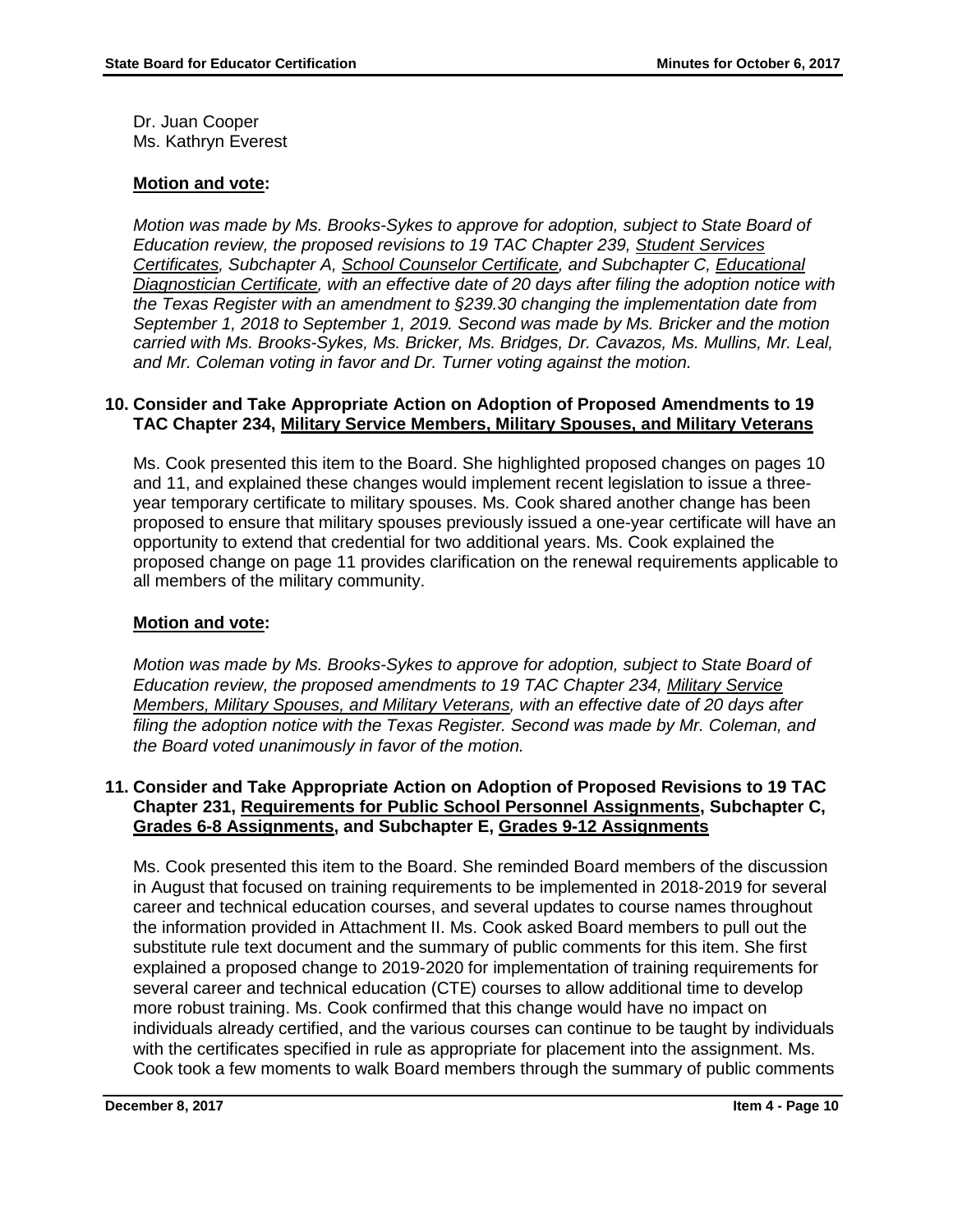Dr. Juan Cooper
Ms. Kathryn Everest

**Motion and vote:**

*Motion was made by Ms. Brooks-Sykes to approve for adoption, subject to State Board of Education review, the proposed revisions to 19 TAC Chapter 239, Student Services Certificates, Subchapter A, School Counselor Certificate, and Subchapter C, Educational Diagnostician Certificate, with an effective date of 20 days after filing the adoption notice with the Texas Register with an amendment to §239.30 changing the implementation date from September 1, 2018 to September 1, 2019. Second was made by Ms. Bricker and the motion carried with Ms. Brooks-Sykes, Ms. Bricker, Ms. Bridges, Dr. Cavazos, Ms. Mullins, Mr. Leal, and Mr. Coleman voting in favor and Dr. Turner voting against the motion.*

**10. Consider and Take Appropriate Action on Adoption of Proposed Amendments to 19 TAC Chapter 234, Military Service Members, Military Spouses, and Military Veterans**

Ms. Cook presented this item to the Board. She highlighted proposed changes on pages 10 and 11, and explained these changes would implement recent legislation to issue a three-year temporary certificate to military spouses. Ms. Cook shared another change has been proposed to ensure that military spouses previously issued a one-year certificate will have an opportunity to extend that credential for two additional years. Ms. Cook explained the proposed change on page 11 provides clarification on the renewal requirements applicable to all members of the military community.

**Motion and vote:**

*Motion was made by Ms. Brooks-Sykes to approve for adoption, subject to State Board of Education review, the proposed amendments to 19 TAC Chapter 234, Military Service Members, Military Spouses, and Military Veterans, with an effective date of 20 days after filing the adoption notice with the Texas Register. Second was made by Mr. Coleman, and the Board voted unanimously in favor of the motion.*

**11. Consider and Take Appropriate Action on Adoption of Proposed Revisions to 19 TAC Chapter 231, Requirements for Public School Personnel Assignments, Subchapter C, Grades 6-8 Assignments, and Subchapter E, Grades 9-12 Assignments**

Ms. Cook presented this item to the Board. She reminded Board members of the discussion in August that focused on training requirements to be implemented in 2018-2019 for several career and technical education courses, and several updates to course names throughout the information provided in Attachment II. Ms. Cook asked Board members to pull out the substitute rule text document and the summary of public comments for this item. She first explained a proposed change to 2019-2020 for implementation of training requirements for several career and technical education (CTE) courses to allow additional time to develop more robust training. Ms. Cook confirmed that this change would have no impact on individuals already certified, and the various courses can continue to be taught by individuals with the certificates specified in rule as appropriate for placement into the assignment. Ms. Cook took a few moments to walk Board members through the summary of public comments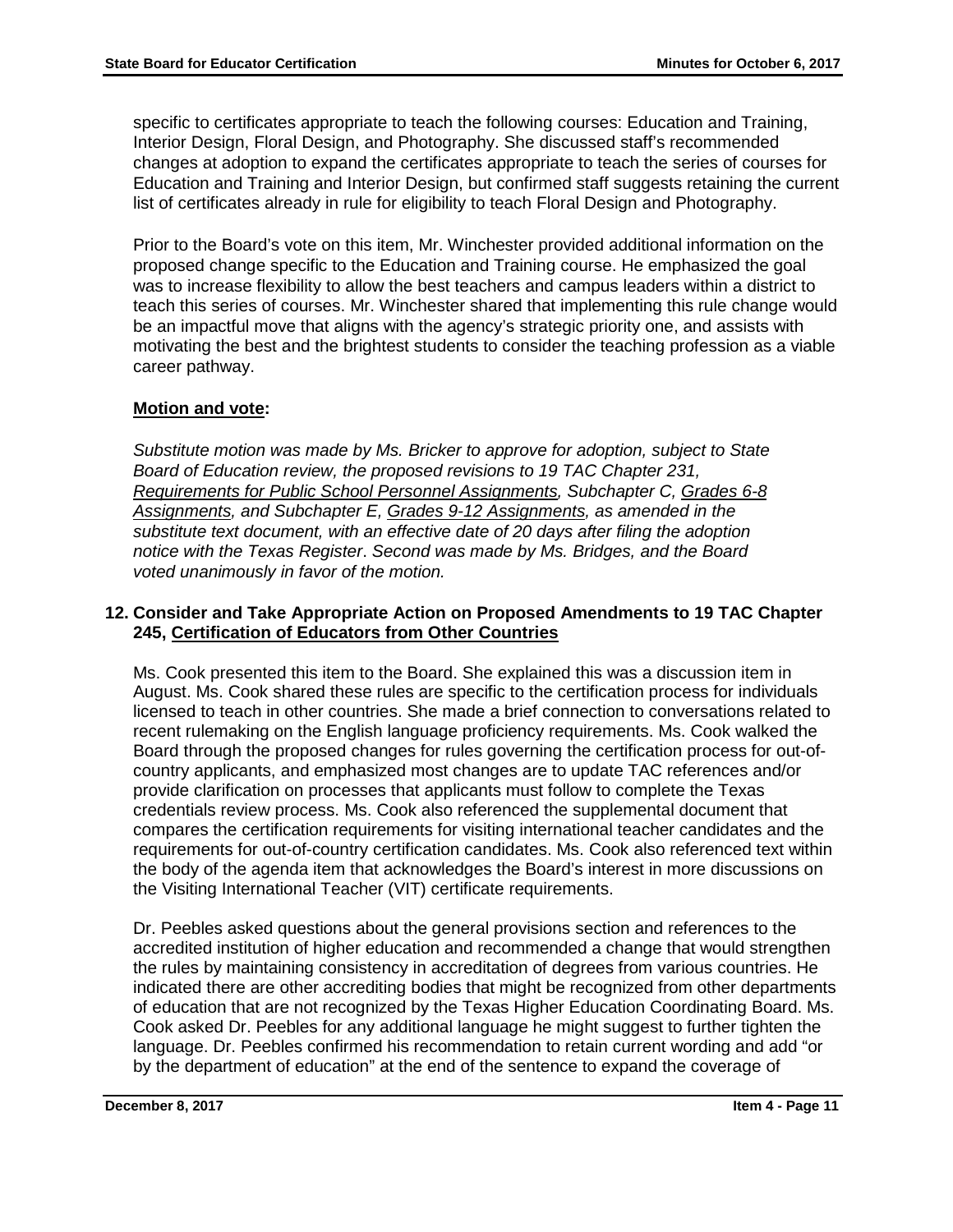specific to certificates appropriate to teach the following courses: Education and Training, Interior Design, Floral Design, and Photography. She discussed staff's recommended changes at adoption to expand the certificates appropriate to teach the series of courses for Education and Training and Interior Design, but confirmed staff suggests retaining the current list of certificates already in rule for eligibility to teach Floral Design and Photography.

Prior to the Board's vote on this item, Mr. Winchester provided additional information on the proposed change specific to the Education and Training course. He emphasized the goal was to increase flexibility to allow the best teachers and campus leaders within a district to teach this series of courses. Mr. Winchester shared that implementing this rule change would be an impactful move that aligns with the agency's strategic priority one, and assists with motivating the best and the brightest students to consider the teaching profession as a viable career pathway.

**Motion and vote:**

*Substitute motion was made by Ms. Bricker to approve for adoption, subject to State Board of Education review, the proposed revisions to 19 TAC Chapter 231, Requirements for Public School Personnel Assignments, Subchapter C, Grades 6-8 Assignments, and Subchapter E, Grades 9-12 Assignments, as amended in the substitute text document, with an effective date of 20 days after filing the adoption notice with the Texas Register. Second was made by Ms. Bridges, and the Board voted unanimously in favor of the motion.*

### 12. Consider and Take Appropriate Action on Proposed Amendments to 19 TAC Chapter 245, Certification of Educators from Other Countries

Ms. Cook presented this item to the Board. She explained this was a discussion item in August. Ms. Cook shared these rules are specific to the certification process for individuals licensed to teach in other countries. She made a brief connection to conversations related to recent rulemaking on the English language proficiency requirements. Ms. Cook walked the Board through the proposed changes for rules governing the certification process for out-of-country applicants, and emphasized most changes are to update TAC references and/or provide clarification on processes that applicants must follow to complete the Texas credentials review process. Ms. Cook also referenced the supplemental document that compares the certification requirements for visiting international teacher candidates and the requirements for out-of-country certification candidates. Ms. Cook also referenced text within the body of the agenda item that acknowledges the Board's interest in more discussions on the Visiting International Teacher (VIT) certificate requirements.

Dr. Peebles asked questions about the general provisions section and references to the accredited institution of higher education and recommended a change that would strengthen the rules by maintaining consistency in accreditation of degrees from various countries. He indicated there are other accrediting bodies that might be recognized from other departments of education that are not recognized by the Texas Higher Education Coordinating Board. Ms. Cook asked Dr. Peebles for any additional language he might suggest to further tighten the language. Dr. Peebles confirmed his recommendation to retain current wording and add "or by the department of education" at the end of the sentence to expand the coverage of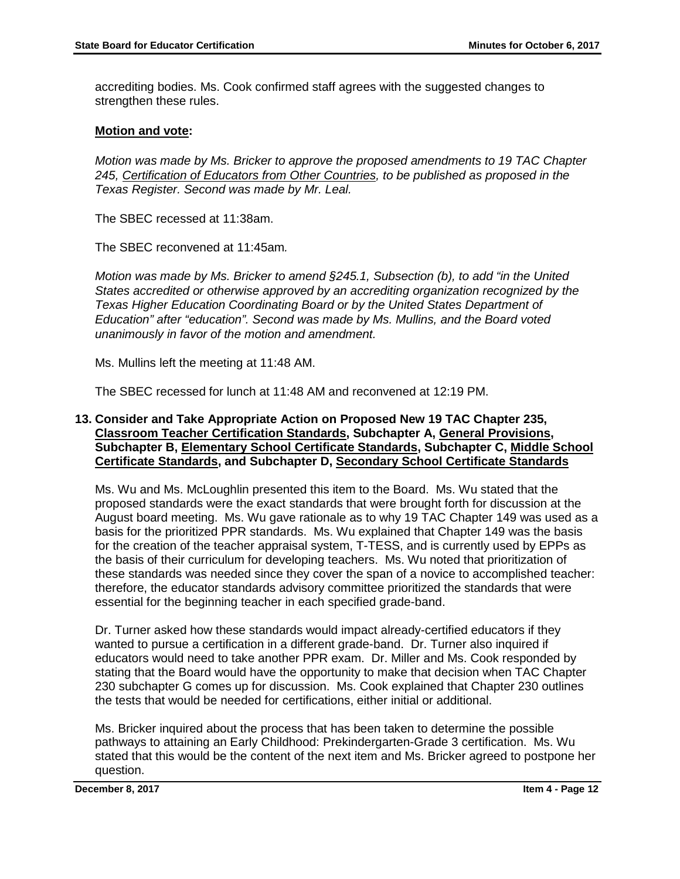accrediting bodies. Ms. Cook confirmed staff agrees with the suggested changes to strengthen these rules.

**<u>Motion and vote</u>:**

*Motion was made by Ms. Bricker to approve the proposed amendments to 19 TAC Chapter 245, <u>Certification of Educators from Other Countries</u>, to be published as proposed in the Texas Register. Second was made by Mr. Leal.*

The SBEC recessed at 11:38am.

The SBEC reconvened at 11:45am.

*Motion was made by Ms. Bricker to amend §245.1, Subsection (b), to add "in the United States accredited or otherwise approved by an accrediting organization recognized by the Texas Higher Education Coordinating Board or by the United States Department of Education" after "education". Second was made by Ms. Mullins, and the Board voted unanimously in favor of the motion and amendment.*

Ms. Mullins left the meeting at 11:48 AM.

The SBEC recessed for lunch at 11:48 AM and reconvened at 12:19 PM.

### 13. Consider and Take Appropriate Action on Proposed New 19 TAC Chapter 235, <u>Classroom Teacher Certification Standards</u>, Subchapter A, <u>General Provisions</u>, Subchapter B, <u>Elementary School Certificate Standards</u>, Subchapter C, <u>Middle School Certificate Standards</u>, and Subchapter D, <u>Secondary School Certificate Standards</u>

Ms. Wu and Ms. McLoughlin presented this item to the Board. Ms. Wu stated that the proposed standards were the exact standards that were brought forth for discussion at the August board meeting. Ms. Wu gave rationale as to why 19 TAC Chapter 149 was used as a basis for the prioritized PPR standards. Ms. Wu explained that Chapter 149 was the basis for the creation of the teacher appraisal system, T-TESS, and is currently used by EPPs as the basis of their curriculum for developing teachers. Ms. Wu noted that prioritization of these standards was needed since they cover the span of a novice to accomplished teacher: therefore, the educator standards advisory committee prioritized the standards that were essential for the beginning teacher in each specified grade-band.

Dr. Turner asked how these standards would impact already-certified educators if they wanted to pursue a certification in a different grade-band. Dr. Turner also inquired if educators would need to take another PPR exam. Dr. Miller and Ms. Cook responded by stating that the Board would have the opportunity to make that decision when TAC Chapter 230 subchapter G comes up for discussion. Ms. Cook explained that Chapter 230 outlines the tests that would be needed for certifications, either initial or additional.

Ms. Bricker inquired about the process that has been taken to determine the possible pathways to attaining an Early Childhood: Prekindergarten-Grade 3 certification. Ms. Wu stated that this would be the content of the next item and Ms. Bricker agreed to postpone her question.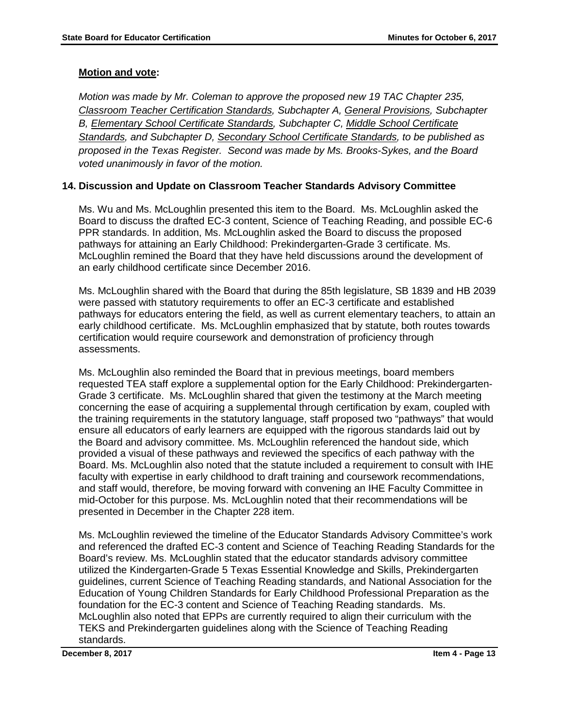**Motion and vote:**

*Motion was made by Mr. Coleman to approve the proposed new 19 TAC Chapter 235, Classroom Teacher Certification Standards, Subchapter A, General Provisions, Subchapter B, Elementary School Certificate Standards, Subchapter C, Middle School Certificate Standards, and Subchapter D, Secondary School Certificate Standards, to be published as proposed in the Texas Register. Second was made by Ms. Brooks-Sykes, and the Board voted unanimously in favor of the motion.*

**14. Discussion and Update on Classroom Teacher Standards Advisory Committee**

Ms. Wu and Ms. McLoughlin presented this item to the Board. Ms. McLoughlin asked the Board to discuss the drafted EC-3 content, Science of Teaching Reading, and possible EC-6 PPR standards. In addition, Ms. McLoughlin asked the Board to discuss the proposed pathways for attaining an Early Childhood: Prekindergarten-Grade 3 certificate. Ms. McLoughlin remined the Board that they have held discussions around the development of an early childhood certificate since December 2016.

Ms. McLoughlin shared with the Board that during the 85th legislature, SB 1839 and HB 2039 were passed with statutory requirements to offer an EC-3 certificate and established pathways for educators entering the field, as well as current elementary teachers, to attain an early childhood certificate. Ms. McLoughlin emphasized that by statute, both routes towards certification would require coursework and demonstration of proficiency through assessments.

Ms. McLoughlin also reminded the Board that in previous meetings, board members requested TEA staff explore a supplemental option for the Early Childhood: Prekindergarten-Grade 3 certificate. Ms. McLoughlin shared that given the testimony at the March meeting concerning the ease of acquiring a supplemental through certification by exam, coupled with the training requirements in the statutory language, staff proposed two "pathways" that would ensure all educators of early learners are equipped with the rigorous standards laid out by the Board and advisory committee. Ms. McLoughlin referenced the handout side, which provided a visual of these pathways and reviewed the specifics of each pathway with the Board. Ms. McLoughlin also noted that the statute included a requirement to consult with IHE faculty with expertise in early childhood to draft training and coursework recommendations, and staff would, therefore, be moving forward with convening an IHE Faculty Committee in mid-October for this purpose. Ms. McLoughlin noted that their recommendations will be presented in December in the Chapter 228 item.

Ms. McLoughlin reviewed the timeline of the Educator Standards Advisory Committee's work and referenced the drafted EC-3 content and Science of Teaching Reading Standards for the Board's review. Ms. McLoughlin stated that the educator standards advisory committee utilized the Kindergarten-Grade 5 Texas Essential Knowledge and Skills, Prekindergarten guidelines, current Science of Teaching Reading standards, and National Association for the Education of Young Children Standards for Early Childhood Professional Preparation as the foundation for the EC-3 content and Science of Teaching Reading standards. Ms. McLoughlin also noted that EPPs are currently required to align their curriculum with the TEKS and Prekindergarten guidelines along with the Science of Teaching Reading standards.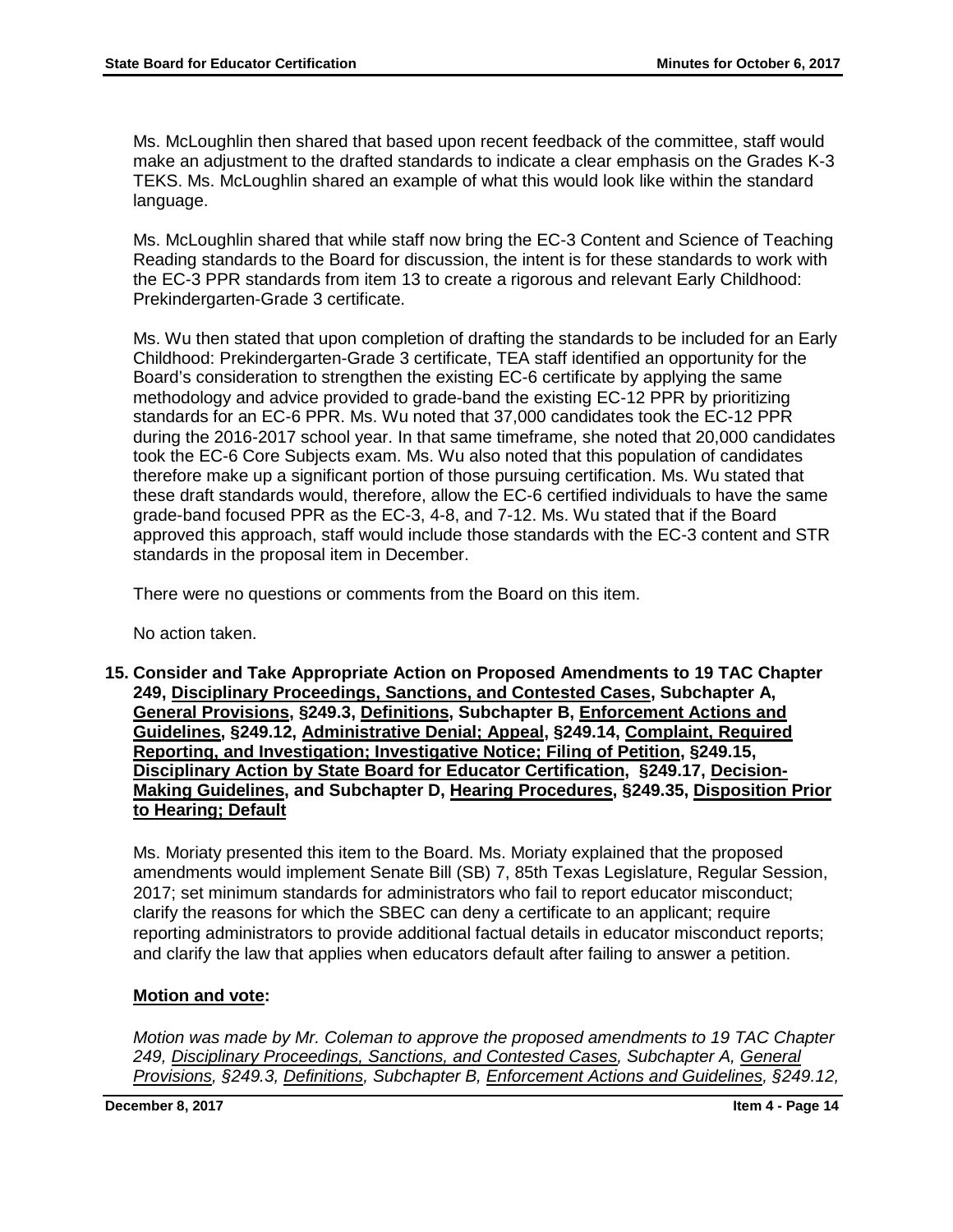Ms. McLoughlin then shared that based upon recent feedback of the committee, staff would make an adjustment to the drafted standards to indicate a clear emphasis on the Grades K-3 TEKS. Ms. McLoughlin shared an example of what this would look like within the standard language.

Ms. McLoughlin shared that while staff now bring the EC-3 Content and Science of Teaching Reading standards to the Board for discussion, the intent is for these standards to work with the EC-3 PPR standards from item 13 to create a rigorous and relevant Early Childhood: Prekindergarten-Grade 3 certificate.

Ms. Wu then stated that upon completion of drafting the standards to be included for an Early Childhood: Prekindergarten-Grade 3 certificate, TEA staff identified an opportunity for the Board's consideration to strengthen the existing EC-6 certificate by applying the same methodology and advice provided to grade-band the existing EC-12 PPR by prioritizing standards for an EC-6 PPR. Ms. Wu noted that 37,000 candidates took the EC-12 PPR during the 2016-2017 school year. In that same timeframe, she noted that 20,000 candidates took the EC-6 Core Subjects exam. Ms. Wu also noted that this population of candidates therefore make up a significant portion of those pursuing certification. Ms. Wu stated that these draft standards would, therefore, allow the EC-6 certified individuals to have the same grade-band focused PPR as the EC-3, 4-8, and 7-12. Ms. Wu stated that if the Board approved this approach, staff would include those standards with the EC-3 content and STR standards in the proposal item in December.

There were no questions or comments from the Board on this item.

No action taken.

**15. Consider and Take Appropriate Action on Proposed Amendments to 19 TAC Chapter 249, Disciplinary Proceedings, Sanctions, and Contested Cases, Subchapter A, General Provisions, §249.3, Definitions, Subchapter B, Enforcement Actions and Guidelines, §249.12, Administrative Denial; Appeal, §249.14, Complaint, Required Reporting, and Investigation; Investigative Notice; Filing of Petition, §249.15, Disciplinary Action by State Board for Educator Certification, §249.17, Decision-Making Guidelines, and Subchapter D, Hearing Procedures, §249.35, Disposition Prior to Hearing; Default**

Ms. Moriaty presented this item to the Board. Ms. Moriaty explained that the proposed amendments would implement Senate Bill (SB) 7, 85th Texas Legislature, Regular Session, 2017; set minimum standards for administrators who fail to report educator misconduct; clarify the reasons for which the SBEC can deny a certificate to an applicant; require reporting administrators to provide additional factual details in educator misconduct reports; and clarify the law that applies when educators default after failing to answer a petition.

**Motion and vote:**

*Motion was made by Mr. Coleman to approve the proposed amendments to 19 TAC Chapter 249, Disciplinary Proceedings, Sanctions, and Contested Cases, Subchapter A, General Provisions, §249.3, Definitions, Subchapter B, Enforcement Actions and Guidelines, §249.12,*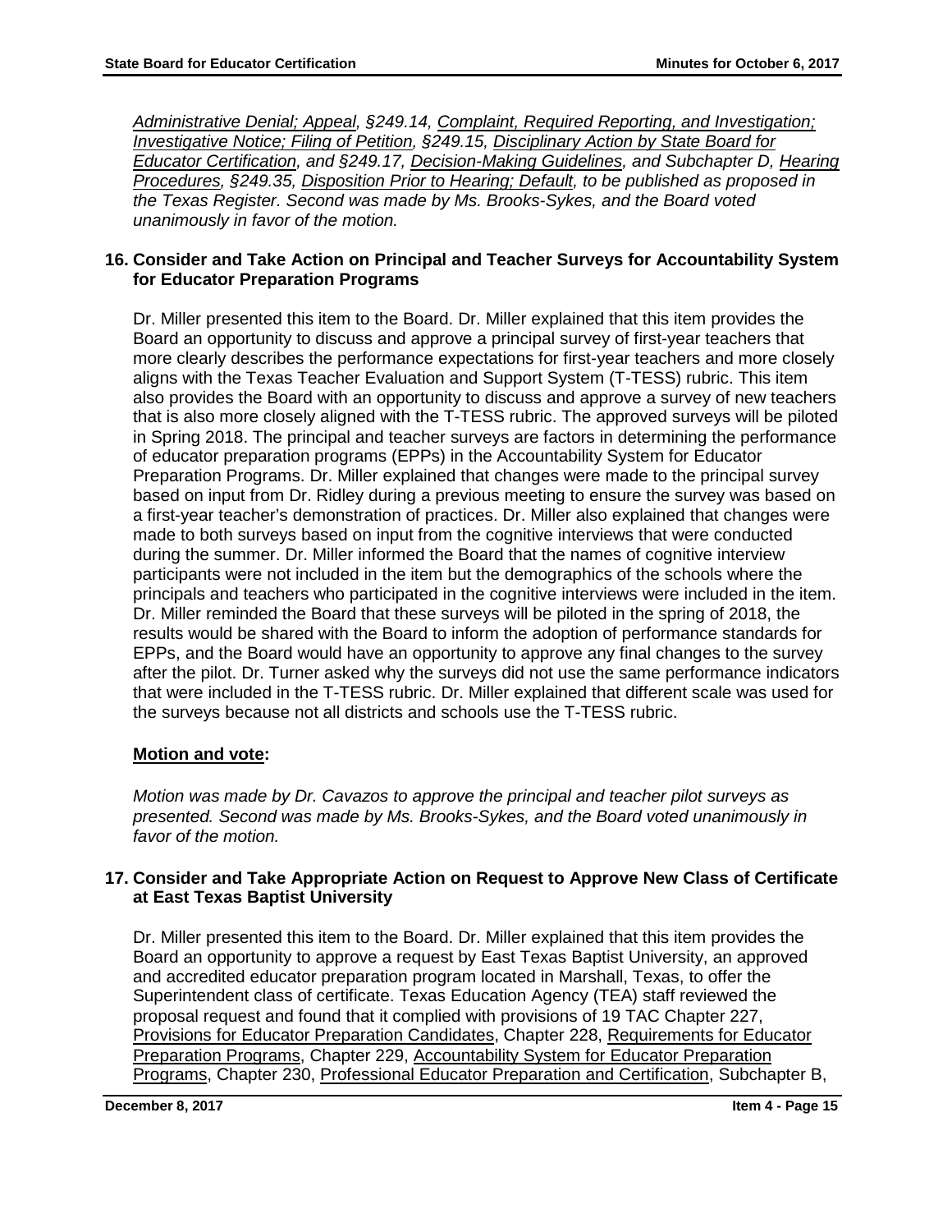*Administrative Denial; Appeal, §249.14, Complaint, Required Reporting, and Investigation; Investigative Notice; Filing of Petition, §249.15, Disciplinary Action by State Board for Educator Certification, and §249.17, Decision-Making Guidelines, and Subchapter D, Hearing Procedures, §249.35, Disposition Prior to Hearing; Default, to be published as proposed in the Texas Register. Second was made by Ms. Brooks-Sykes, and the Board voted unanimously in favor of the motion.*

### 16. Consider and Take Action on Principal and Teacher Surveys for Accountability System for Educator Preparation Programs

Dr. Miller presented this item to the Board. Dr. Miller explained that this item provides the Board an opportunity to discuss and approve a principal survey of first-year teachers that more clearly describes the performance expectations for first-year teachers and more closely aligns with the Texas Teacher Evaluation and Support System (T-TESS) rubric. This item also provides the Board with an opportunity to discuss and approve a survey of new teachers that is also more closely aligned with the T-TESS rubric. The approved surveys will be piloted in Spring 2018. The principal and teacher surveys are factors in determining the performance of educator preparation programs (EPPs) in the Accountability System for Educator Preparation Programs. Dr. Miller explained that changes were made to the principal survey based on input from Dr. Ridley during a previous meeting to ensure the survey was based on a first-year teacher's demonstration of practices. Dr. Miller also explained that changes were made to both surveys based on input from the cognitive interviews that were conducted during the summer. Dr. Miller informed the Board that the names of cognitive interview participants were not included in the item but the demographics of the schools where the principals and teachers who participated in the cognitive interviews were included in the item. Dr. Miller reminded the Board that these surveys will be piloted in the spring of 2018, the results would be shared with the Board to inform the adoption of performance standards for EPPs, and the Board would have an opportunity to approve any final changes to the survey after the pilot. Dr. Turner asked why the surveys did not use the same performance indicators that were included in the T-TESS rubric. Dr. Miller explained that different scale was used for the surveys because not all districts and schools use the T-TESS rubric.

**Motion and vote:**

*Motion was made by Dr. Cavazos to approve the principal and teacher pilot surveys as presented. Second was made by Ms. Brooks-Sykes, and the Board voted unanimously in favor of the motion.*

### 17. Consider and Take Appropriate Action on Request to Approve New Class of Certificate at East Texas Baptist University

Dr. Miller presented this item to the Board. Dr. Miller explained that this item provides the Board an opportunity to approve a request by East Texas Baptist University, an approved and accredited educator preparation program located in Marshall, Texas, to offer the Superintendent class of certificate. Texas Education Agency (TEA) staff reviewed the proposal request and found that it complied with provisions of 19 TAC Chapter 227, Provisions for Educator Preparation Candidates, Chapter 228, Requirements for Educator Preparation Programs, Chapter 229, Accountability System for Educator Preparation Programs, Chapter 230, Professional Educator Preparation and Certification, Subchapter B,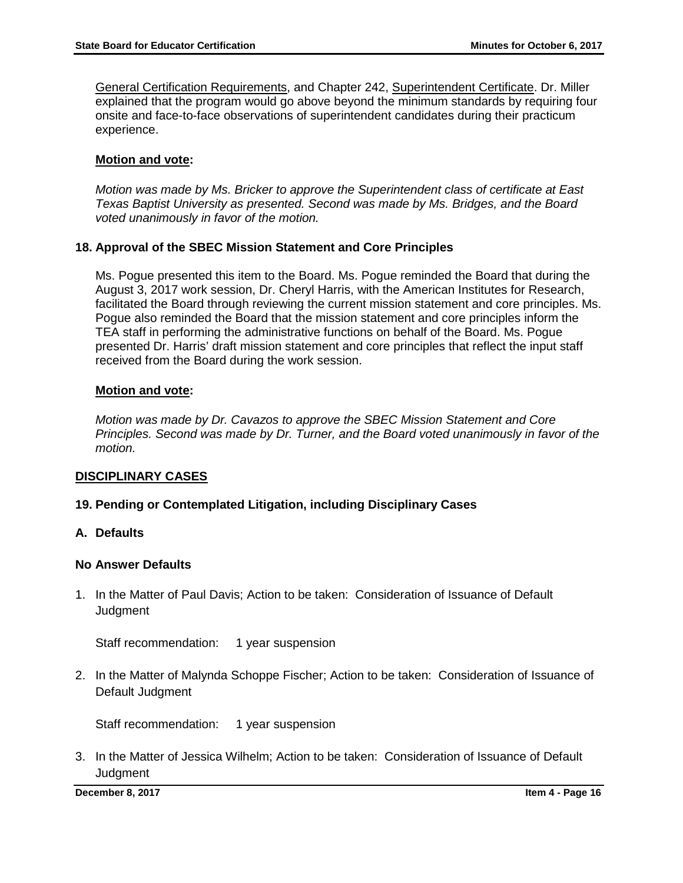General Certification Requirements, and Chapter 242, Superintendent Certificate. Dr. Miller explained that the program would go above beyond the minimum standards by requiring four onsite and face-to-face observations of superintendent candidates during their practicum experience.

**Motion and vote:**

*Motion was made by Ms. Bricker to approve the Superintendent class of certificate at East Texas Baptist University as presented. Second was made by Ms. Bridges, and the Board voted unanimously in favor of the motion.*

### 18. Approval of the SBEC Mission Statement and Core Principles

Ms. Pogue presented this item to the Board. Ms. Pogue reminded the Board that during the August 3, 2017 work session, Dr. Cheryl Harris, with the American Institutes for Research, facilitated the Board through reviewing the current mission statement and core principles. Ms. Pogue also reminded the Board that the mission statement and core principles inform the TEA staff in performing the administrative functions on behalf of the Board. Ms. Pogue presented Dr. Harris' draft mission statement and core principles that reflect the input staff received from the Board during the work session.

**Motion and vote:**

*Motion was made by Dr. Cavazos to approve the SBEC Mission Statement and Core Principles. Second was made by Dr. Turner, and the Board voted unanimously in favor of the motion.*

## DISCIPLINARY CASES

### 19. Pending or Contemplated Litigation, including Disciplinary Cases

### A. Defaults

### No Answer Defaults

1. In the Matter of Paul Davis; Action to be taken: Consideration of Issuance of Default Judgment

   Staff recommendation: 1 year suspension

2. In the Matter of Malynda Schoppe Fischer; Action to be taken: Consideration of Issuance of Default Judgment

   Staff recommendation: 1 year suspension

3. In the Matter of Jessica Wilhelm; Action to be taken: Consideration of Issuance of Default Judgment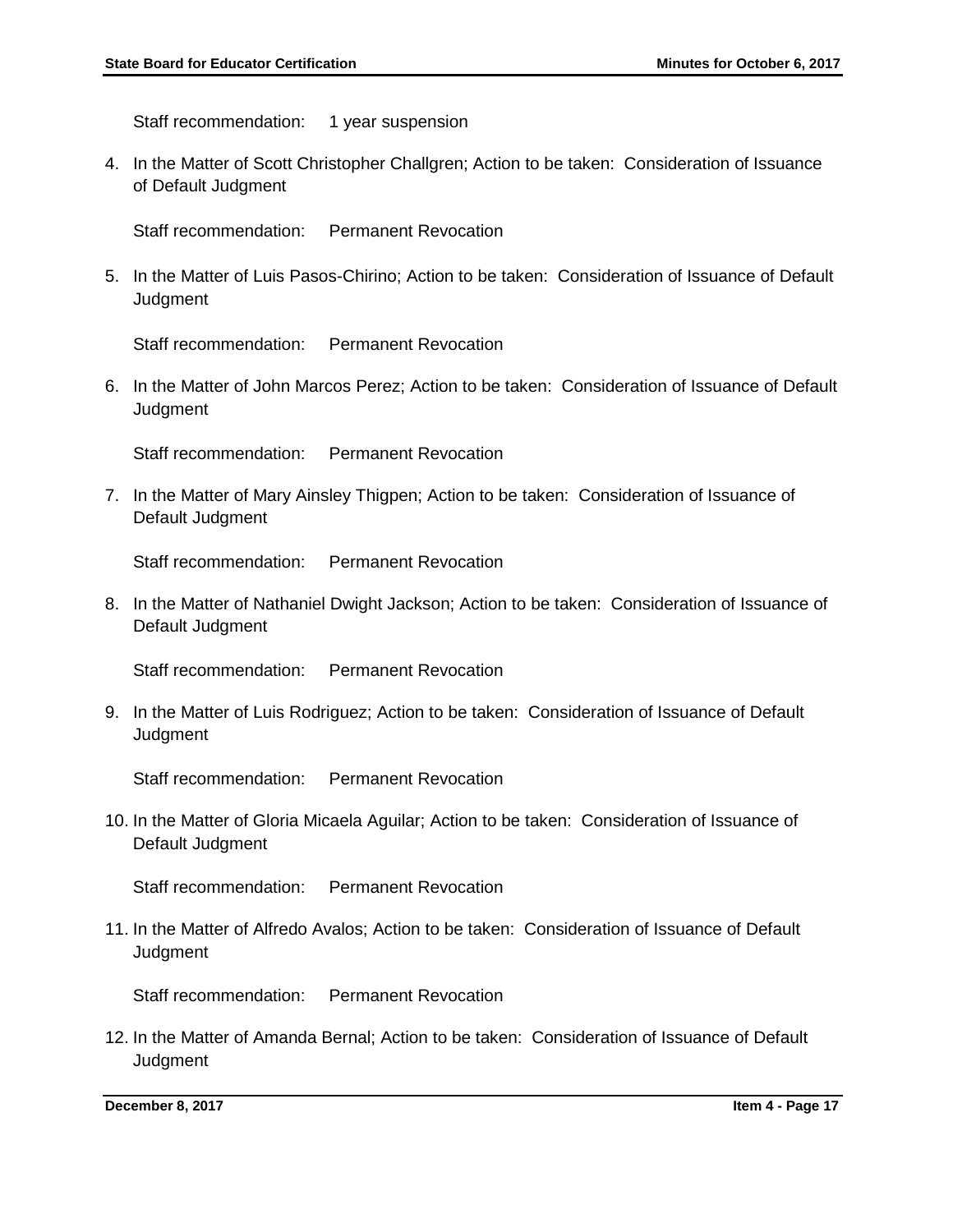Staff recommendation: 1 year suspension

4. In the Matter of Scott Christopher Challgren; Action to be taken: Consideration of Issuance of Default Judgment

   Staff recommendation: Permanent Revocation

5. In the Matter of Luis Pasos-Chirino; Action to be taken: Consideration of Issuance of Default Judgment

   Staff recommendation: Permanent Revocation

6. In the Matter of John Marcos Perez; Action to be taken: Consideration of Issuance of Default Judgment

   Staff recommendation: Permanent Revocation

7. In the Matter of Mary Ainsley Thigpen; Action to be taken: Consideration of Issuance of Default Judgment

   Staff recommendation: Permanent Revocation

8. In the Matter of Nathaniel Dwight Jackson; Action to be taken: Consideration of Issuance of Default Judgment

   Staff recommendation: Permanent Revocation

9. In the Matter of Luis Rodriguez; Action to be taken: Consideration of Issuance of Default Judgment

   Staff recommendation: Permanent Revocation

10. In the Matter of Gloria Micaela Aguilar; Action to be taken: Consideration of Issuance of Default Judgment

    Staff recommendation: Permanent Revocation

11. In the Matter of Alfredo Avalos; Action to be taken: Consideration of Issuance of Default Judgment

    Staff recommendation: Permanent Revocation

12. In the Matter of Amanda Bernal; Action to be taken: Consideration of Issuance of Default Judgment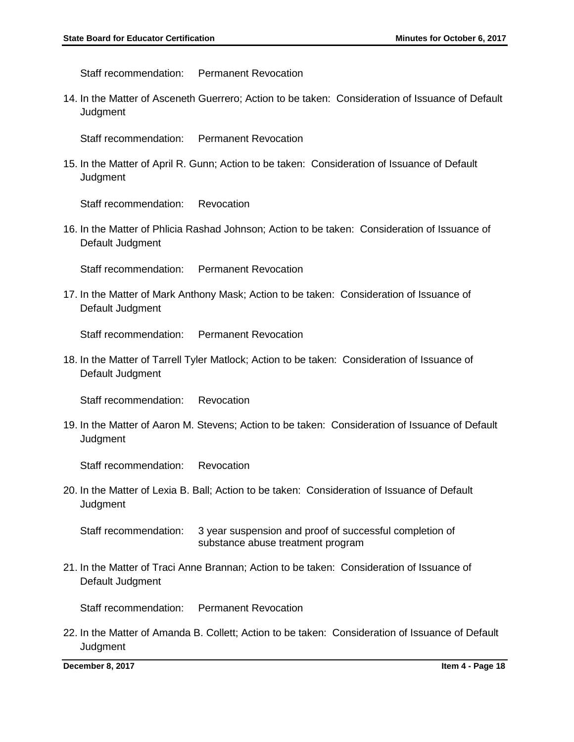Staff recommendation: Permanent Revocation

14. In the Matter of Asceneth Guerrero; Action to be taken: Consideration of Issuance of Default Judgment

    Staff recommendation: Permanent Revocation

15. In the Matter of April R. Gunn; Action to be taken: Consideration of Issuance of Default Judgment

    Staff recommendation: Revocation

16. In the Matter of Phlicia Rashad Johnson; Action to be taken: Consideration of Issuance of Default Judgment

    Staff recommendation: Permanent Revocation

17. In the Matter of Mark Anthony Mask; Action to be taken: Consideration of Issuance of Default Judgment

    Staff recommendation: Permanent Revocation

18. In the Matter of Tarrell Tyler Matlock; Action to be taken: Consideration of Issuance of Default Judgment

    Staff recommendation: Revocation

19. In the Matter of Aaron M. Stevens; Action to be taken: Consideration of Issuance of Default Judgment

    Staff recommendation: Revocation

20. In the Matter of Lexia B. Ball; Action to be taken: Consideration of Issuance of Default Judgment

    Staff recommendation: 3 year suspension and proof of successful completion of substance abuse treatment program

21. In the Matter of Traci Anne Brannan; Action to be taken: Consideration of Issuance of Default Judgment

    Staff recommendation: Permanent Revocation

22. In the Matter of Amanda B. Collett; Action to be taken: Consideration of Issuance of Default Judgment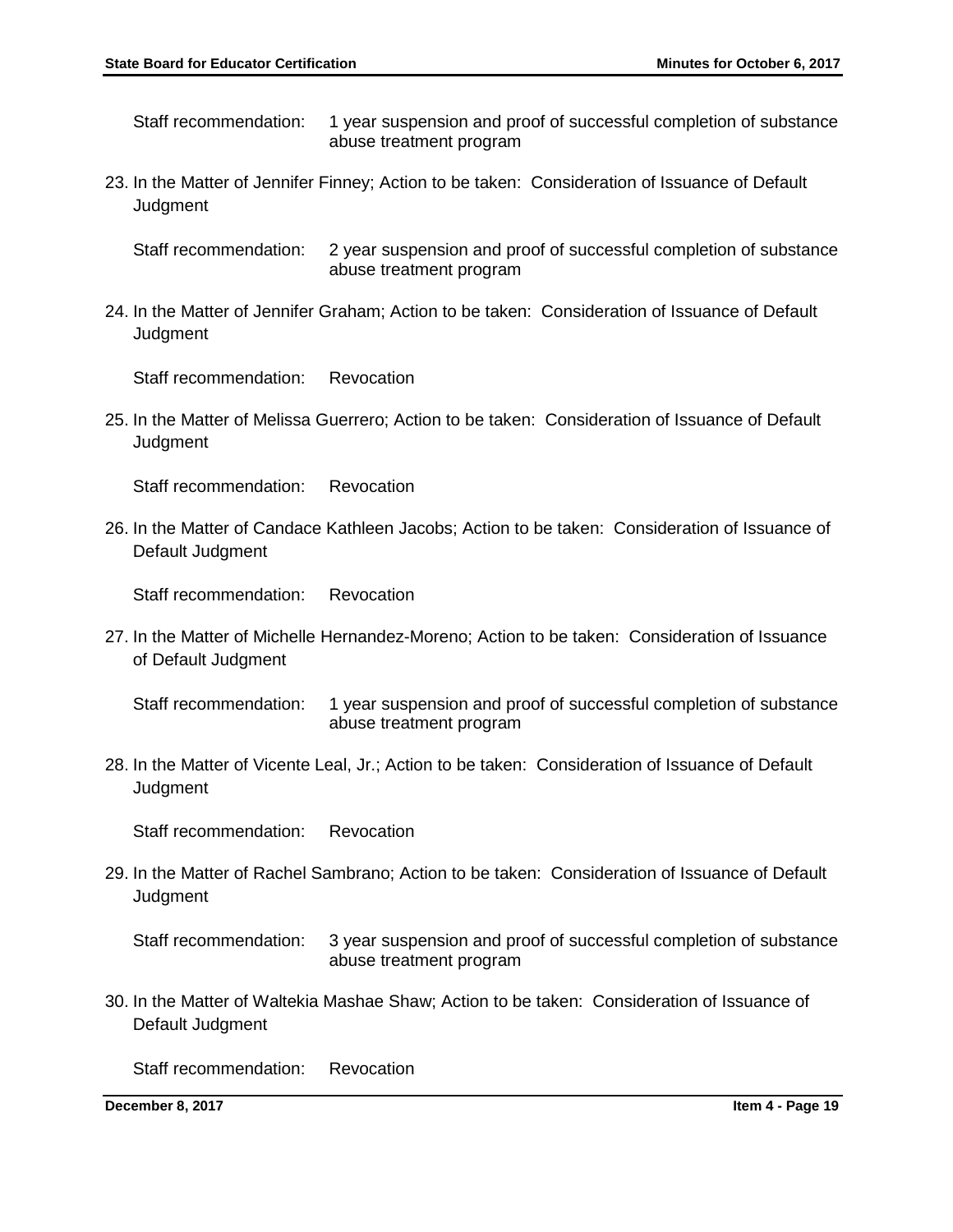Staff recommendation: 1 year suspension and proof of successful completion of substance abuse treatment program

23. In the Matter of Jennifer Finney; Action to be taken: Consideration of Issuance of Default Judgment

    Staff recommendation: 2 year suspension and proof of successful completion of substance abuse treatment program

24. In the Matter of Jennifer Graham; Action to be taken: Consideration of Issuance of Default Judgment

    Staff recommendation: Revocation

25. In the Matter of Melissa Guerrero; Action to be taken: Consideration of Issuance of Default Judgment

    Staff recommendation: Revocation

26. In the Matter of Candace Kathleen Jacobs; Action to be taken: Consideration of Issuance of Default Judgment

    Staff recommendation: Revocation

27. In the Matter of Michelle Hernandez-Moreno; Action to be taken: Consideration of Issuance of Default Judgment

    Staff recommendation: 1 year suspension and proof of successful completion of substance abuse treatment program

28. In the Matter of Vicente Leal, Jr.; Action to be taken: Consideration of Issuance of Default Judgment

    Staff recommendation: Revocation

29. In the Matter of Rachel Sambrano; Action to be taken: Consideration of Issuance of Default Judgment

    Staff recommendation: 3 year suspension and proof of successful completion of substance abuse treatment program

30. In the Matter of Waltekia Mashae Shaw; Action to be taken: Consideration of Issuance of Default Judgment

    Staff recommendation: Revocation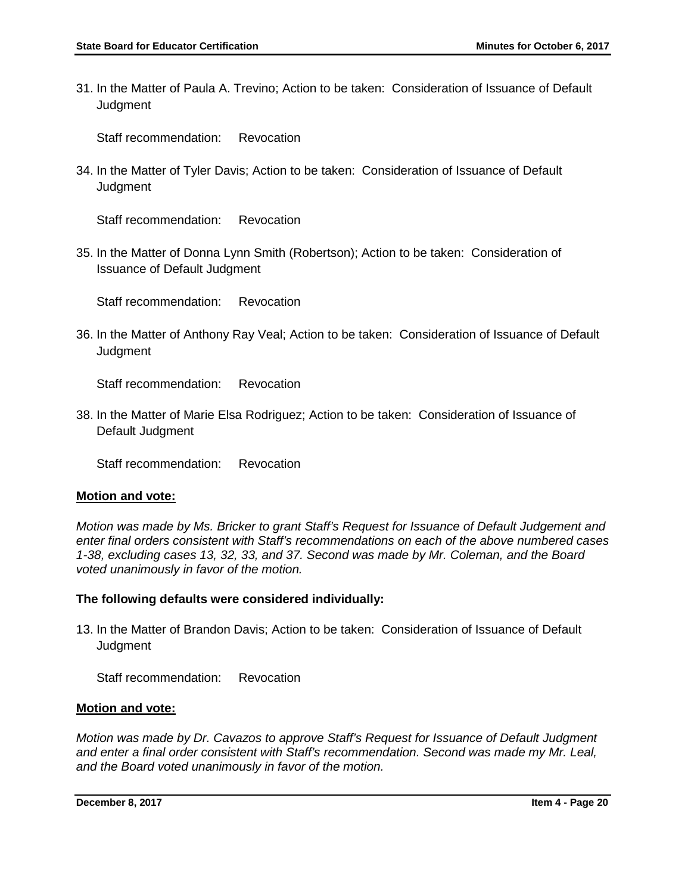31. In the Matter of Paula A. Trevino; Action to be taken: Consideration of Issuance of Default Judgment

    Staff recommendation: Revocation

34. In the Matter of Tyler Davis; Action to be taken: Consideration of Issuance of Default Judgment

    Staff recommendation: Revocation

35. In the Matter of Donna Lynn Smith (Robertson); Action to be taken: Consideration of Issuance of Default Judgment

    Staff recommendation: Revocation

36. In the Matter of Anthony Ray Veal; Action to be taken: Consideration of Issuance of Default Judgment

    Staff recommendation: Revocation

38. In the Matter of Marie Elsa Rodriguez; Action to be taken: Consideration of Issuance of Default Judgment

    Staff recommendation: Revocation

**Motion and vote:**

*Motion was made by Ms. Bricker to grant Staff's Request for Issuance of Default Judgement and enter final orders consistent with Staff's recommendations on each of the above numbered cases 1-38, excluding cases 13, 32, 33, and 37. Second was made by Mr. Coleman, and the Board voted unanimously in favor of the motion.*

**The following defaults were considered individually:**

13. In the Matter of Brandon Davis; Action to be taken: Consideration of Issuance of Default Judgment

    Staff recommendation: Revocation

**Motion and vote:**

*Motion was made by Dr. Cavazos to approve Staff's Request for Issuance of Default Judgment and enter a final order consistent with Staff's recommendation. Second was made my Mr. Leal, and the Board voted unanimously in favor of the motion.*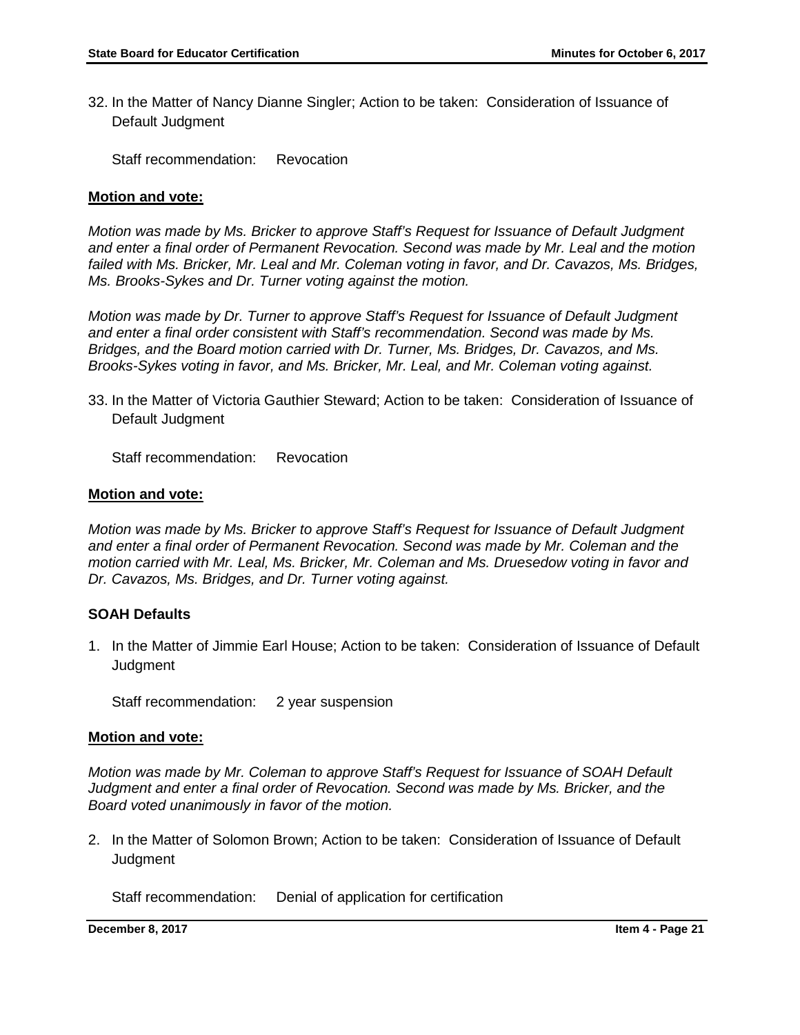32. In the Matter of Nancy Dianne Singler; Action to be taken: Consideration of Issuance of Default Judgment

    Staff recommendation: Revocation

**Motion and vote:**

*Motion was made by Ms. Bricker to approve Staff's Request for Issuance of Default Judgment and enter a final order of Permanent Revocation. Second was made by Mr. Leal and the motion failed with Ms. Bricker, Mr. Leal and Mr. Coleman voting in favor, and Dr. Cavazos, Ms. Bridges, Ms. Brooks-Sykes and Dr. Turner voting against the motion.*

*Motion was made by Dr. Turner to approve Staff's Request for Issuance of Default Judgment and enter a final order consistent with Staff's recommendation. Second was made by Ms. Bridges, and the Board motion carried with Dr. Turner, Ms. Bridges, Dr. Cavazos, and Ms. Brooks-Sykes voting in favor, and Ms. Bricker, Mr. Leal, and Mr. Coleman voting against.*

33. In the Matter of Victoria Gauthier Steward; Action to be taken: Consideration of Issuance of Default Judgment

    Staff recommendation: Revocation

**Motion and vote:**

*Motion was made by Ms. Bricker to approve Staff's Request for Issuance of Default Judgment and enter a final order of Permanent Revocation. Second was made by Mr. Coleman and the motion carried with Mr. Leal, Ms. Bricker, Mr. Coleman and Ms. Druesedow voting in favor and Dr. Cavazos, Ms. Bridges, and Dr. Turner voting against.*

**SOAH Defaults**

1. In the Matter of Jimmie Earl House; Action to be taken: Consideration of Issuance of Default Judgment

   Staff recommendation: 2 year suspension

**Motion and vote:**

*Motion was made by Mr. Coleman to approve Staff's Request for Issuance of SOAH Default Judgment and enter a final order of Revocation. Second was made by Ms. Bricker, and the Board voted unanimously in favor of the motion.*

2. In the Matter of Solomon Brown; Action to be taken: Consideration of Issuance of Default Judgment

   Staff recommendation: Denial of application for certification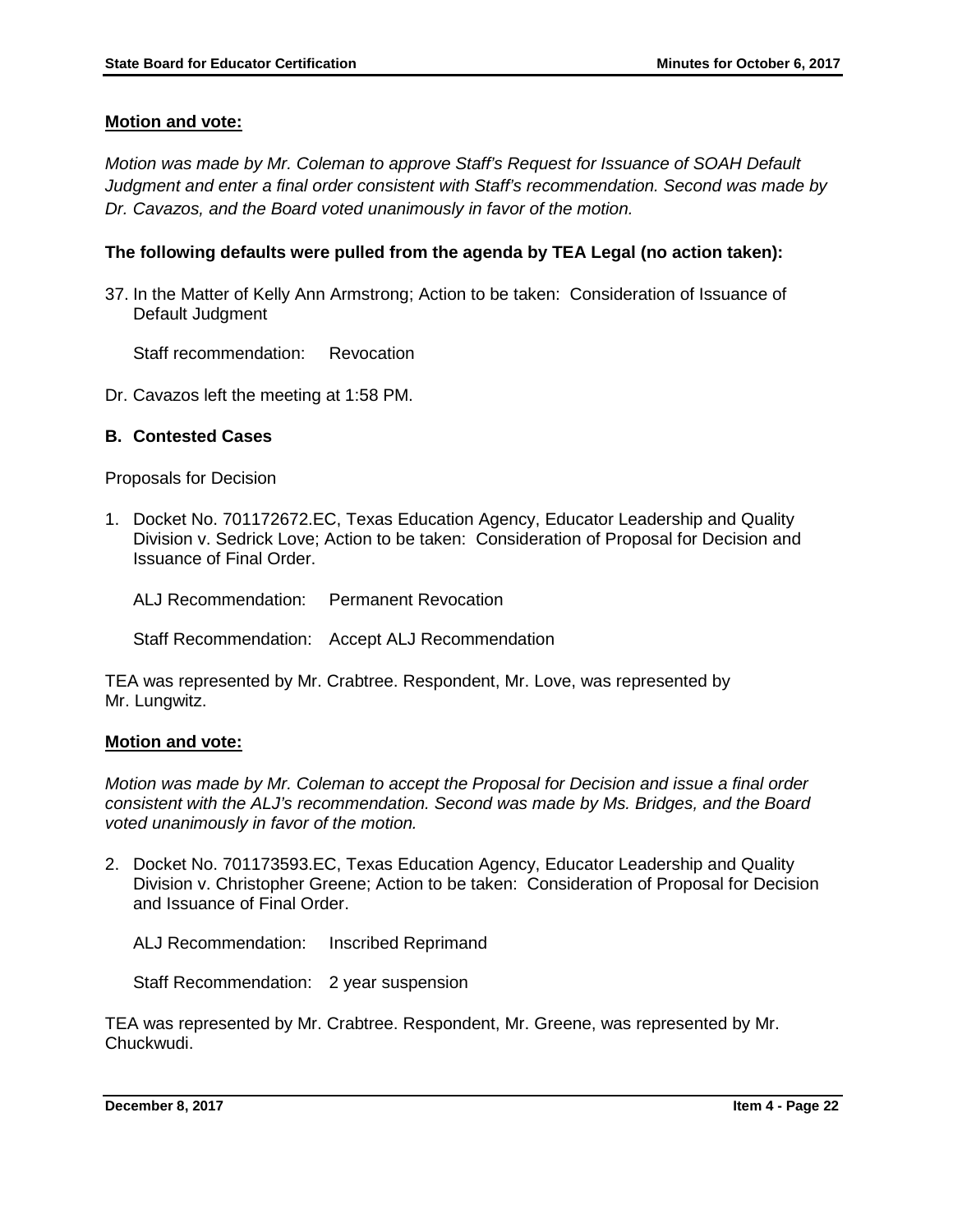**Motion and vote:**

*Motion was made by Mr. Coleman to approve Staff's Request for Issuance of SOAH Default Judgment and enter a final order consistent with Staff's recommendation. Second was made by Dr. Cavazos, and the Board voted unanimously in favor of the motion.*

**The following defaults were pulled from the agenda by TEA Legal (no action taken):**

37. In the Matter of Kelly Ann Armstrong; Action to be taken: Consideration of Issuance of Default Judgment

    Staff recommendation: Revocation

Dr. Cavazos left the meeting at 1:58 PM.

**B. Contested Cases**

Proposals for Decision

1. Docket No. 701172672.EC, Texas Education Agency, Educator Leadership and Quality Division v. Sedrick Love; Action to be taken: Consideration of Proposal for Decision and Issuance of Final Order.

   ALJ Recommendation: Permanent Revocation

   Staff Recommendation: Accept ALJ Recommendation

TEA was represented by Mr. Crabtree. Respondent, Mr. Love, was represented by Mr. Lungwitz.

**Motion and vote:**

*Motion was made by Mr. Coleman to accept the Proposal for Decision and issue a final order consistent with the ALJ's recommendation. Second was made by Ms. Bridges, and the Board voted unanimously in favor of the motion.*

2. Docket No. 701173593.EC, Texas Education Agency, Educator Leadership and Quality Division v. Christopher Greene; Action to be taken: Consideration of Proposal for Decision and Issuance of Final Order.

   ALJ Recommendation: Inscribed Reprimand

   Staff Recommendation: 2 year suspension

TEA was represented by Mr. Crabtree. Respondent, Mr. Greene, was represented by Mr. Chuckwudi.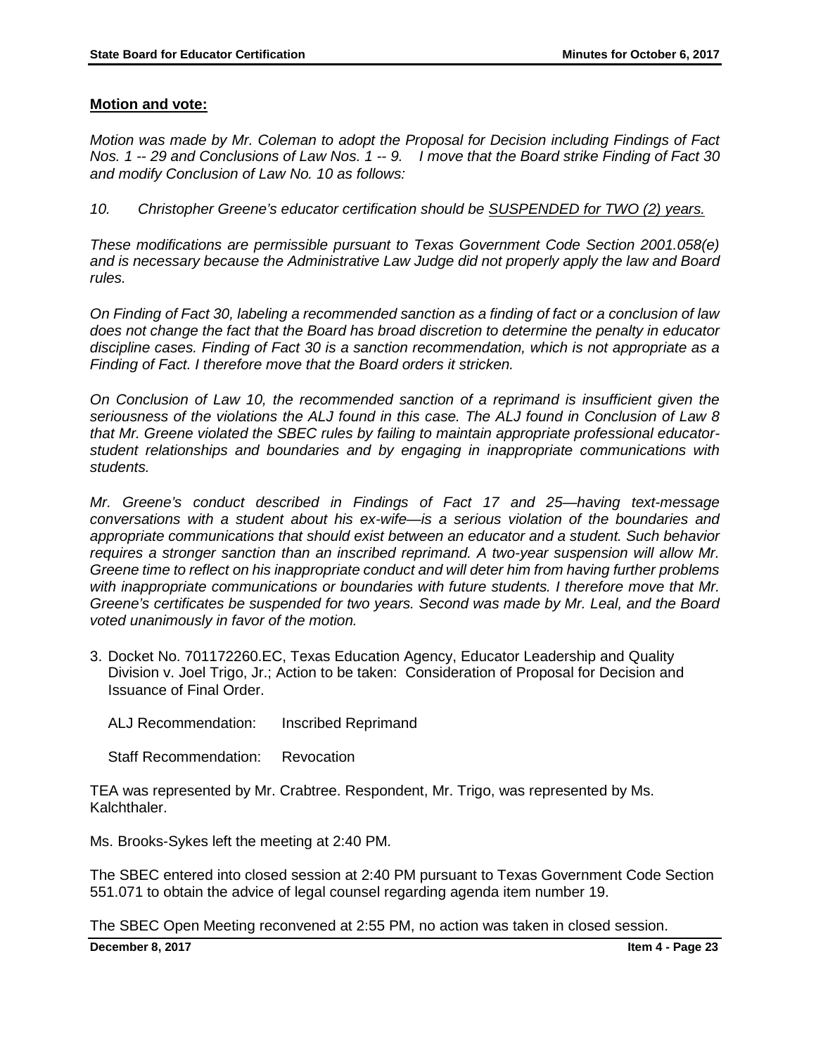**Motion and vote:**

*Motion was made by Mr. Coleman to adopt the Proposal for Decision including Findings of Fact Nos. 1 -- 29 and Conclusions of Law Nos. 1 -- 9. I move that the Board strike Finding of Fact 30 and modify Conclusion of Law No. 10 as follows:*

*10. Christopher Greene's educator certification should be <u>SUSPENDED for TWO (2) years.</u>*

*These modifications are permissible pursuant to Texas Government Code Section 2001.058(e) and is necessary because the Administrative Law Judge did not properly apply the law and Board rules.*

*On Finding of Fact 30, labeling a recommended sanction as a finding of fact or a conclusion of law does not change the fact that the Board has broad discretion to determine the penalty in educator discipline cases. Finding of Fact 30 is a sanction recommendation, which is not appropriate as a Finding of Fact. I therefore move that the Board orders it stricken.*

*On Conclusion of Law 10, the recommended sanction of a reprimand is insufficient given the seriousness of the violations the ALJ found in this case. The ALJ found in Conclusion of Law 8 that Mr. Greene violated the SBEC rules by failing to maintain appropriate professional educator-student relationships and boundaries and by engaging in inappropriate communications with students.*

*Mr. Greene's conduct described in Findings of Fact 17 and 25—having text-message conversations with a student about his ex-wife—is a serious violation of the boundaries and appropriate communications that should exist between an educator and a student. Such behavior requires a stronger sanction than an inscribed reprimand. A two-year suspension will allow Mr. Greene time to reflect on his inappropriate conduct and will deter him from having further problems with inappropriate communications or boundaries with future students. I therefore move that Mr. Greene's certificates be suspended for two years. Second was made by Mr. Leal, and the Board voted unanimously in favor of the motion.*

3. Docket No. 701172260.EC, Texas Education Agency, Educator Leadership and Quality Division v. Joel Trigo, Jr.; Action to be taken: Consideration of Proposal for Decision and Issuance of Final Order.

   ALJ Recommendation: Inscribed Reprimand

   Staff Recommendation: Revocation

TEA was represented by Mr. Crabtree. Respondent, Mr. Trigo, was represented by Ms. Kalchthaler.

Ms. Brooks-Sykes left the meeting at 2:40 PM.

The SBEC entered into closed session at 2:40 PM pursuant to Texas Government Code Section 551.071 to obtain the advice of legal counsel regarding agenda item number 19.

The SBEC Open Meeting reconvened at 2:55 PM, no action was taken in closed session.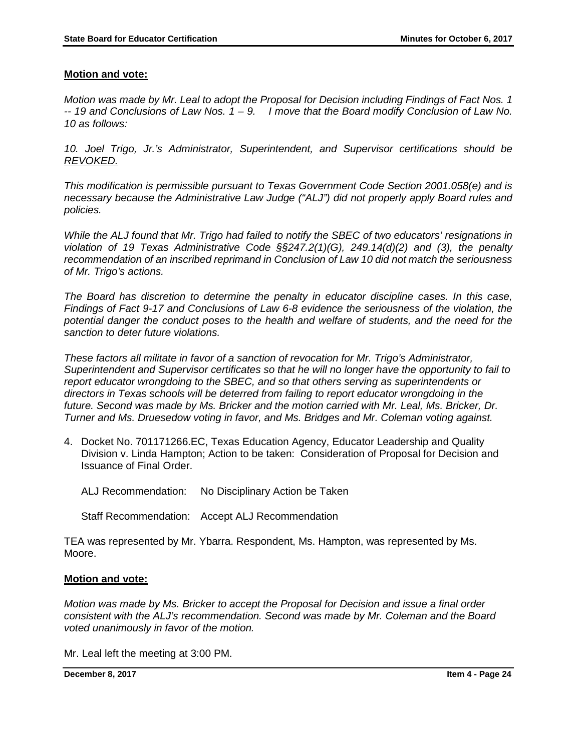**Motion and vote:**

*Motion was made by Mr. Leal to adopt the Proposal for Decision including Findings of Fact Nos. 1 -- 19 and Conclusions of Law Nos. 1 – 9.   I move that the Board modify Conclusion of Law No. 10 as follows:*

*10. Joel Trigo, Jr.'s Administrator, Superintendent, and Supervisor certifications should be* <u>*REVOKED.*</u>

*This modification is permissible pursuant to Texas Government Code Section 2001.058(e) and is necessary because the Administrative Law Judge ("ALJ") did not properly apply Board rules and policies.*

*While the ALJ found that Mr. Trigo had failed to notify the SBEC of two educators' resignations in violation of 19 Texas Administrative Code §§247.2(1)(G), 249.14(d)(2) and (3), the penalty recommendation of an inscribed reprimand in Conclusion of Law 10 did not match the seriousness of Mr. Trigo's actions.*

*The Board has discretion to determine the penalty in educator discipline cases. In this case, Findings of Fact 9-17 and Conclusions of Law 6-8 evidence the seriousness of the violation, the potential danger the conduct poses to the health and welfare of students, and the need for the sanction to deter future violations.*

*These factors all militate in favor of a sanction of revocation for Mr. Trigo's Administrator, Superintendent and Supervisor certificates so that he will no longer have the opportunity to fail to report educator wrongdoing to the SBEC, and so that others serving as superintendents or directors in Texas schools will be deterred from failing to report educator wrongdoing in the future. Second was made by Ms. Bricker and the motion carried with Mr. Leal, Ms. Bricker, Dr. Turner and Ms. Druesedow voting in favor, and Ms. Bridges and Mr. Coleman voting against.*

4. Docket No. 701171266.EC, Texas Education Agency, Educator Leadership and Quality Division v. Linda Hampton; Action to be taken: Consideration of Proposal for Decision and Issuance of Final Order.

   ALJ Recommendation: No Disciplinary Action be Taken

   Staff Recommendation: Accept ALJ Recommendation

TEA was represented by Mr. Ybarra. Respondent, Ms. Hampton, was represented by Ms. Moore.

**Motion and vote:**

*Motion was made by Ms. Bricker to accept the Proposal for Decision and issue a final order consistent with the ALJ's recommendation. Second was made by Mr. Coleman and the Board voted unanimously in favor of the motion.*

Mr. Leal left the meeting at 3:00 PM.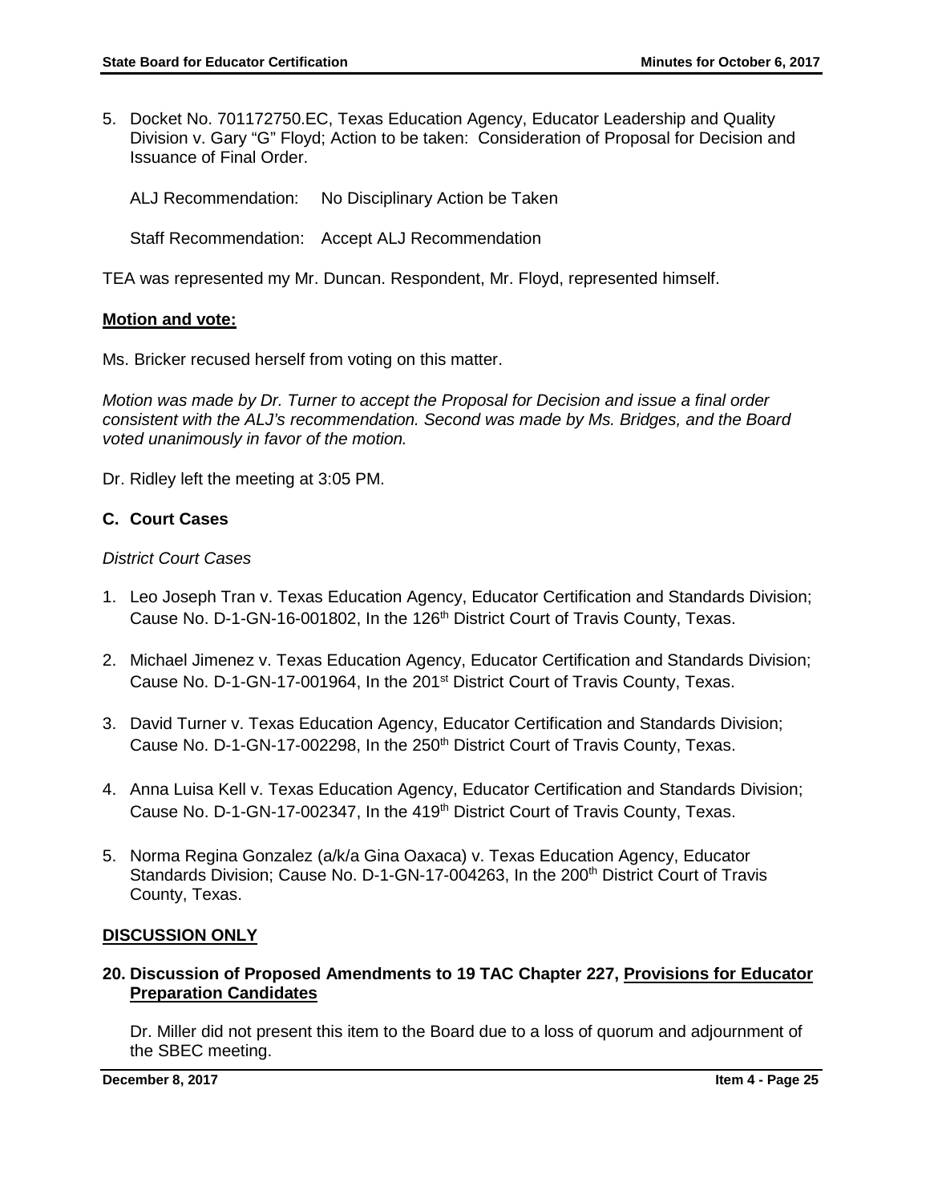5. Docket No. 701172750.EC, Texas Education Agency, Educator Leadership and Quality Division v. Gary "G" Floyd; Action to be taken: Consideration of Proposal for Decision and Issuance of Final Order.

   ALJ Recommendation: No Disciplinary Action be Taken

   Staff Recommendation: Accept ALJ Recommendation

TEA was represented my Mr. Duncan. Respondent, Mr. Floyd, represented himself.

**Motion and vote:**

Ms. Bricker recused herself from voting on this matter.

*Motion was made by Dr. Turner to accept the Proposal for Decision and issue a final order consistent with the ALJ's recommendation. Second was made by Ms. Bridges, and the Board voted unanimously in favor of the motion.*

Dr. Ridley left the meeting at 3:05 PM.

### C. Court Cases

*District Court Cases*

1. Leo Joseph Tran v. Texas Education Agency, Educator Certification and Standards Division; Cause No. D-1-GN-16-001802, In the 126th District Court of Travis County, Texas.

2. Michael Jimenez v. Texas Education Agency, Educator Certification and Standards Division; Cause No. D-1-GN-17-001964, In the 201st District Court of Travis County, Texas.

3. David Turner v. Texas Education Agency, Educator Certification and Standards Division; Cause No. D-1-GN-17-002298, In the 250th District Court of Travis County, Texas.

4. Anna Luisa Kell v. Texas Education Agency, Educator Certification and Standards Division; Cause No. D-1-GN-17-002347, In the 419th District Court of Travis County, Texas.

5. Norma Regina Gonzalez (a/k/a Gina Oaxaca) v. Texas Education Agency, Educator Standards Division; Cause No. D-1-GN-17-004263, In the 200th District Court of Travis County, Texas.

**DISCUSSION ONLY**

### 20. Discussion of Proposed Amendments to 19 TAC Chapter 227, Provisions for Educator Preparation Candidates

Dr. Miller did not present this item to the Board due to a loss of quorum and adjournment of the SBEC meeting.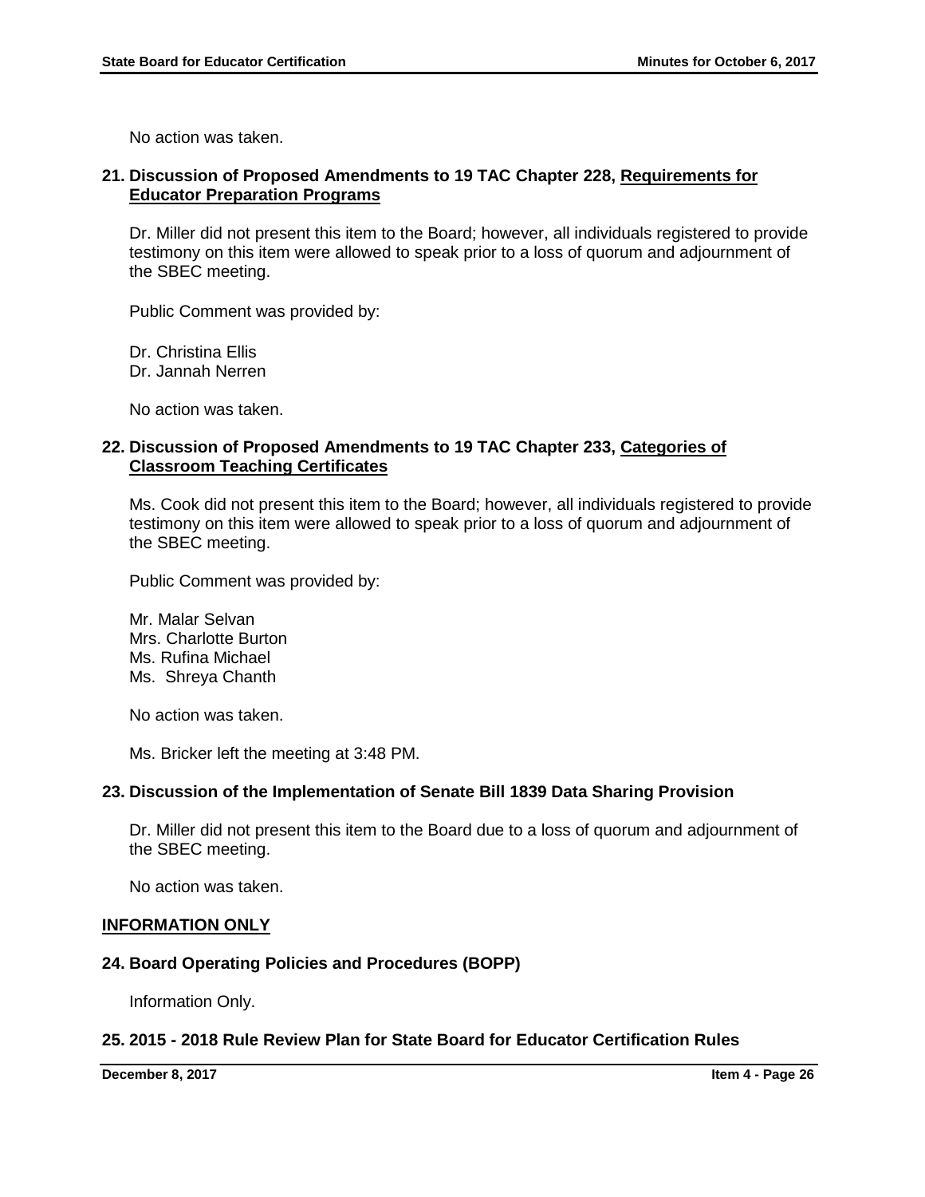No action was taken.

**21. Discussion of Proposed Amendments to 19 TAC Chapter 228, Requirements for Educator Preparation Programs**

Dr. Miller did not present this item to the Board; however, all individuals registered to provide testimony on this item were allowed to speak prior to a loss of quorum and adjournment of the SBEC meeting.

Public Comment was provided by:

Dr. Christina Ellis
Dr. Jannah Nerren

No action was taken.

**22. Discussion of Proposed Amendments to 19 TAC Chapter 233, Categories of Classroom Teaching Certificates**

Ms. Cook did not present this item to the Board; however, all individuals registered to provide testimony on this item were allowed to speak prior to a loss of quorum and adjournment of the SBEC meeting.

Public Comment was provided by:

Mr. Malar Selvan
Mrs. Charlotte Burton
Ms. Rufina Michael
Ms. Shreya Chanth

No action was taken.

Ms. Bricker left the meeting at 3:48 PM.

**23. Discussion of the Implementation of Senate Bill 1839 Data Sharing Provision**

Dr. Miller did not present this item to the Board due to a loss of quorum and adjournment of the SBEC meeting.

No action was taken.

**INFORMATION ONLY**

**24. Board Operating Policies and Procedures (BOPP)**

Information Only.

**25. 2015 - 2018 Rule Review Plan for State Board for Educator Certification Rules**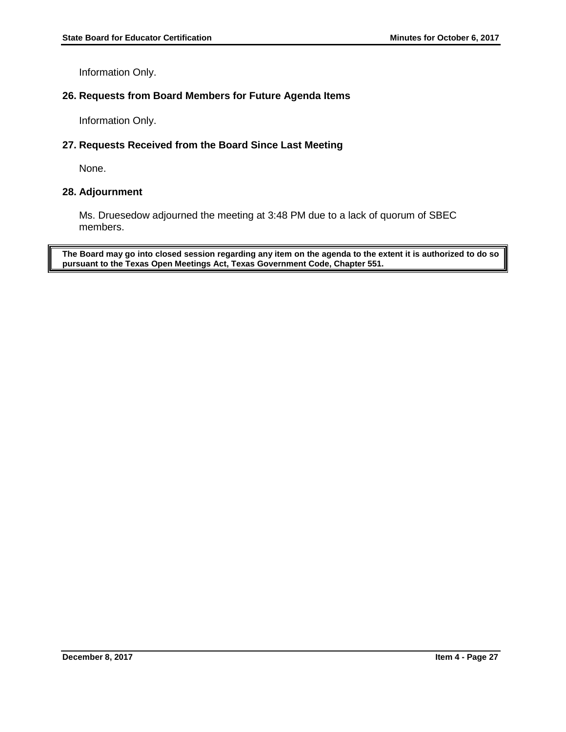Information Only.

## 26. Requests from Board Members for Future Agenda Items

Information Only.

## 27. Requests Received from the Board Since Last Meeting

None.

## 28. Adjournment

Ms. Druesedow adjourned the meeting at 3:48 PM due to a lack of quorum of SBEC members.

**The Board may go into closed session regarding any item on the agenda to the extent it is authorized to do so pursuant to the Texas Open Meetings Act, Texas Government Code, Chapter 551.**